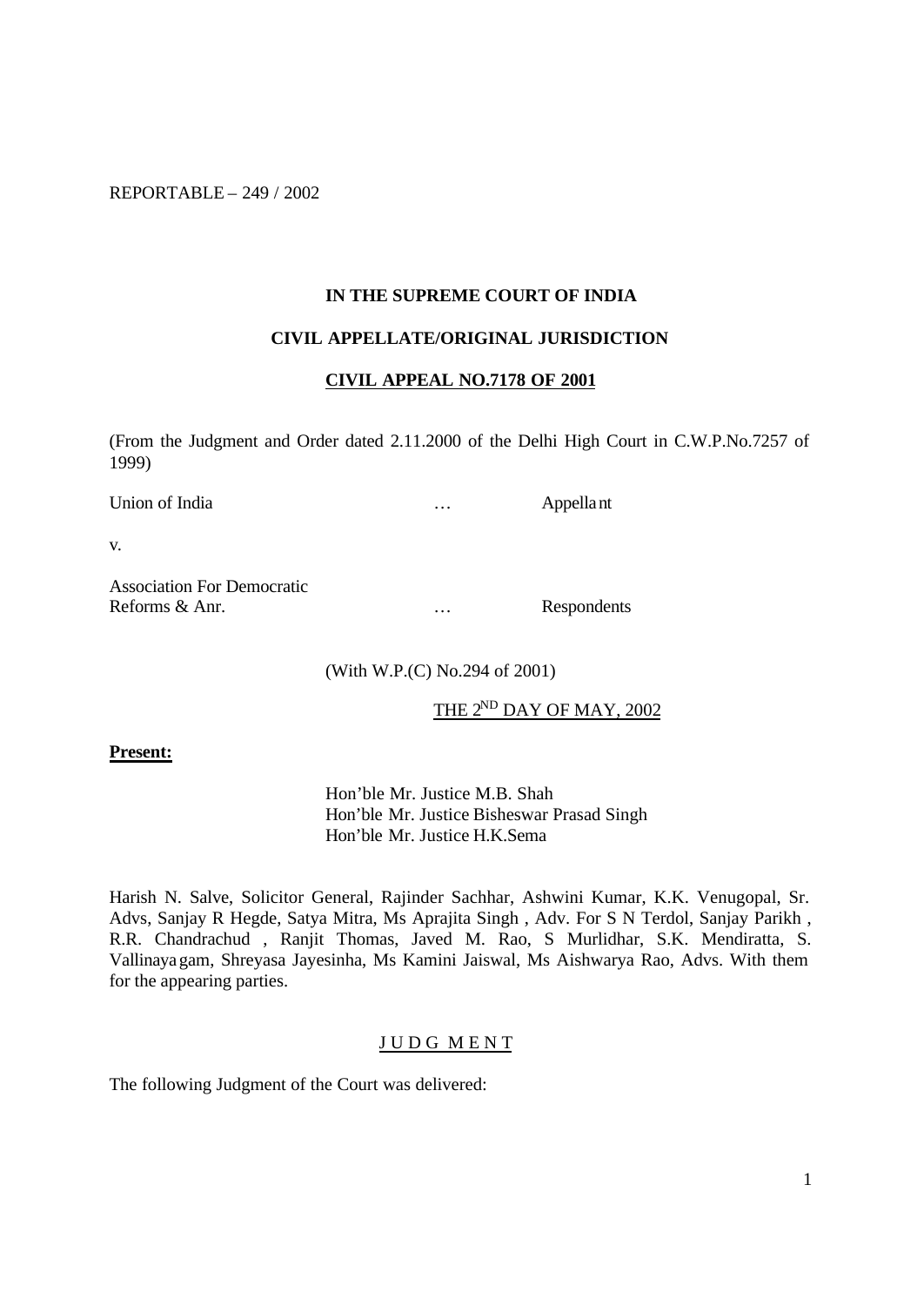REPORTABLE – 249 / 2002

**IN THE SUPREME COURT OF INDIA**

**CIVIL APPELLATE/ORIGINAL JURISDICTION**

**CIVIL APPEAL NO.7178 OF 2001**

(From the Judgment and Order dated 2.11.2000 of the Delhi High Court in C.W.P.No.7257 of 1999)

Union of India … Appellant

v.

Association For Democratic Reforms & Anr. … Respondents

(With W.P.(C) No.294 of 2001)

THE 2ND DAY OF MAY, 2002

**Present:**

Hon'ble Mr. Justice M.B. Shah
Hon'ble Mr. Justice Bisheswar Prasad Singh
Hon'ble Mr. Justice H.K.Sema

Harish N. Salve, Solicitor General, Rajinder Sachhar, Ashwini Kumar, K.K. Venugopal, Sr. Advs, Sanjay R Hegde, Satya Mitra, Ms Aprajita Singh , Adv. For S N Terdol, Sanjay Parikh , R.R. Chandrachud , Ranjit Thomas, Javed M. Rao, S Murlidhar, S.K. Mendiratta, S. Vallinayagam, Shreyasa Jayesinha, Ms Kamini Jaiswal, Ms Aishwarya Rao, Advs. With them for the appearing parties.

J U D G M E N T

The following Judgment of the Court was delivered: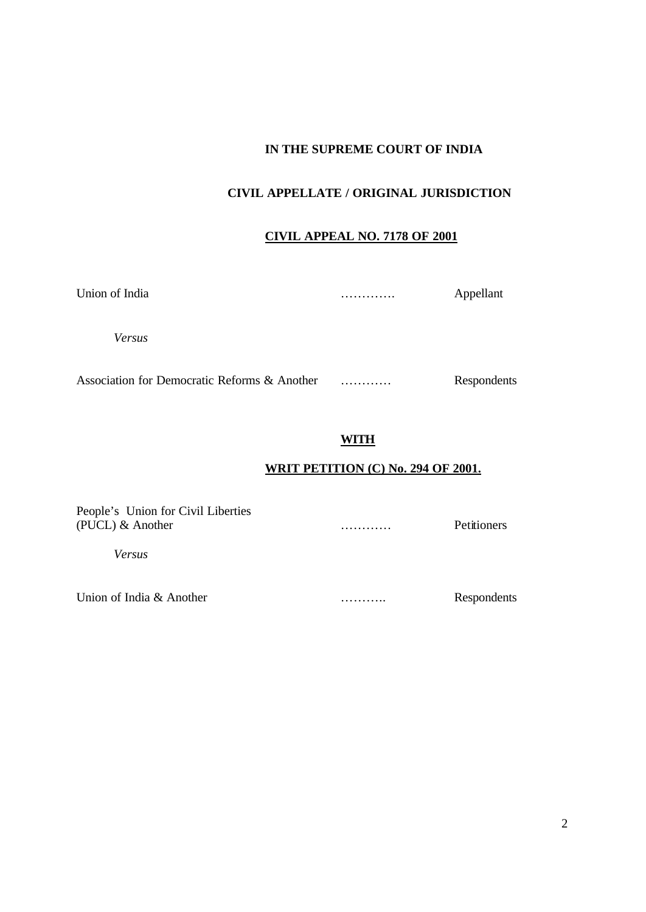**IN THE SUPREME COURT OF INDIA**

**CIVIL APPELLATE / ORIGINAL JURISDICTION**

**CIVIL APPEAL NO. 7178 OF 2001**

Union of India …………. Appellant

*Versus*

Association for Democratic Reforms & Another ………… Respondents

**WITH**

**WRIT PETITION (C) No. 294 OF 2001.**

People's Union for Civil Liberties
(PUCL) & Another ………… Petitioners

*Versus*

Union of India & Another ……….. Respondents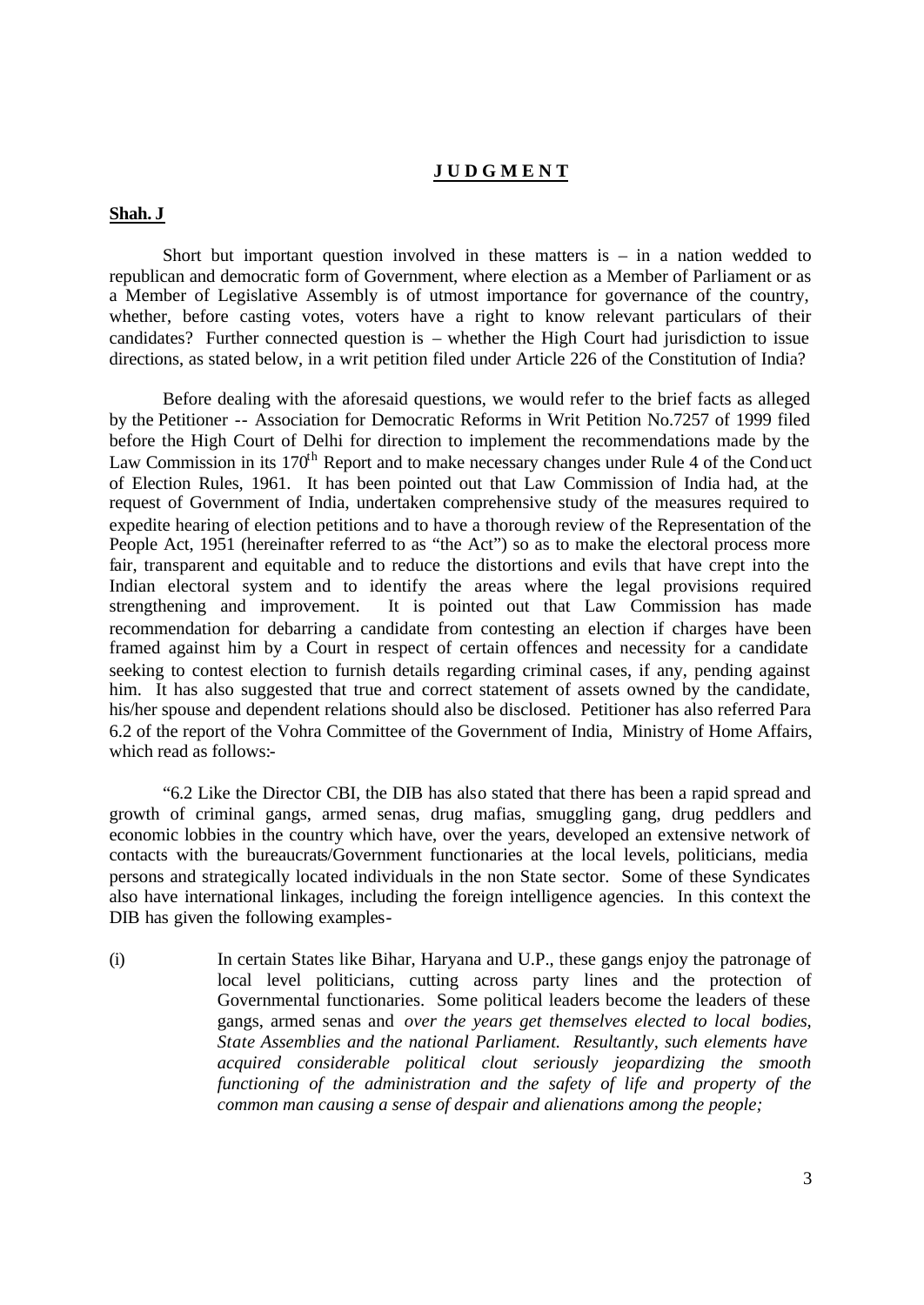## **J U D G M E N T**

**Shah. J**

Short but important question involved in these matters is – in a nation wedded to republican and democratic form of Government, where election as a Member of Parliament or as a Member of Legislative Assembly is of utmost importance for governance of the country, whether, before casting votes, voters have a right to know relevant particulars of their candidates? Further connected question is – whether the High Court had jurisdiction to issue directions, as stated below, in a writ petition filed under Article 226 of the Constitution of India?

Before dealing with the aforesaid questions, we would refer to the brief facts as alleged by the Petitioner -- Association for Democratic Reforms in Writ Petition No.7257 of 1999 filed before the High Court of Delhi for direction to implement the recommendations made by the Law Commission in its 170th Report and to make necessary changes under Rule 4 of the Conduct of Election Rules, 1961. It has been pointed out that Law Commission of India had, at the request of Government of India, undertaken comprehensive study of the measures required to expedite hearing of election petitions and to have a thorough review of the Representation of the People Act, 1951 (hereinafter referred to as "the Act") so as to make the electoral process more fair, transparent and equitable and to reduce the distortions and evils that have crept into the Indian electoral system and to identify the areas where the legal provisions required strengthening and improvement. It is pointed out that Law Commission has made recommendation for debarring a candidate from contesting an election if charges have been framed against him by a Court in respect of certain offences and necessity for a candidate seeking to contest election to furnish details regarding criminal cases, if any, pending against him. It has also suggested that true and correct statement of assets owned by the candidate, his/her spouse and dependent relations should also be disclosed. Petitioner has also referred Para 6.2 of the report of the Vohra Committee of the Government of India, Ministry of Home Affairs, which read as follows:-

"6.2 Like the Director CBI, the DIB has also stated that there has been a rapid spread and growth of criminal gangs, armed senas, drug mafias, smuggling gang, drug peddlers and economic lobbies in the country which have, over the years, developed an extensive network of contacts with the bureaucrats/Government functionaries at the local levels, politicians, media persons and strategically located individuals in the non State sector. Some of these Syndicates also have international linkages, including the foreign intelligence agencies. In this context the DIB has given the following examples-

(i) In certain States like Bihar, Haryana and U.P., these gangs enjoy the patronage of local level politicians, cutting across party lines and the protection of Governmental functionaries. Some political leaders become the leaders of these gangs, armed senas and *over the years get themselves elected to local bodies, State Assemblies and the national Parliament. Resultantly, such elements have acquired considerable political clout seriously jeopardizing the smooth functioning of the administration and the safety of life and property of the common man causing a sense of despair and alienations among the people;*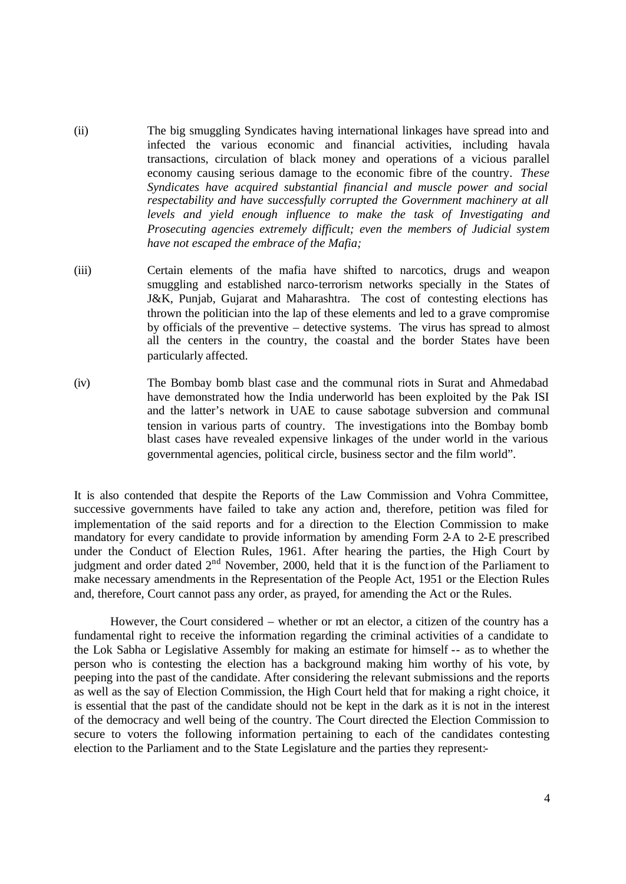(ii) The big smuggling Syndicates having international linkages have spread into and infected the various economic and financial activities, including havala transactions, circulation of black money and operations of a vicious parallel economy causing serious damage to the economic fibre of the country. *These Syndicates have acquired substantial financial and muscle power and social respectability and have successfully corrupted the Government machinery at all levels and yield enough influence to make the task of Investigating and Prosecuting agencies extremely difficult; even the members of Judicial system have not escaped the embrace of the Mafia;*

(iii) Certain elements of the mafia have shifted to narcotics, drugs and weapon smuggling and established narco-terrorism networks specially in the States of J&K, Punjab, Gujarat and Maharashtra. The cost of contesting elections has thrown the politician into the lap of these elements and led to a grave compromise by officials of the preventive – detective systems. The virus has spread to almost all the centers in the country, the coastal and the border States have been particularly affected.

(iv) The Bombay bomb blast case and the communal riots in Surat and Ahmedabad have demonstrated how the India underworld has been exploited by the Pak ISI and the latter's network in UAE to cause sabotage subversion and communal tension in various parts of country. The investigations into the Bombay bomb blast cases have revealed expensive linkages of the under world in the various governmental agencies, political circle, business sector and the film world".

It is also contended that despite the Reports of the Law Commission and Vohra Committee, successive governments have failed to take any action and, therefore, petition was filed for implementation of the said reports and for a direction to the Election Commission to make mandatory for every candidate to provide information by amending Form 2-A to 2-E prescribed under the Conduct of Election Rules, 1961. After hearing the parties, the High Court by judgment and order dated 2nd November, 2000, held that it is the function of the Parliament to make necessary amendments in the Representation of the People Act, 1951 or the Election Rules and, therefore, Court cannot pass any order, as prayed, for amending the Act or the Rules.

However, the Court considered – whether or not an elector, a citizen of the country has a fundamental right to receive the information regarding the criminal activities of a candidate to the Lok Sabha or Legislative Assembly for making an estimate for himself -- as to whether the person who is contesting the election has a background making him worthy of his vote, by peeping into the past of the candidate. After considering the relevant submissions and the reports as well as the say of Election Commission, the High Court held that for making a right choice, it is essential that the past of the candidate should not be kept in the dark as it is not in the interest of the democracy and well being of the country. The Court directed the Election Commission to secure to voters the following information pertaining to each of the candidates contesting election to the Parliament and to the State Legislature and the parties they represent:-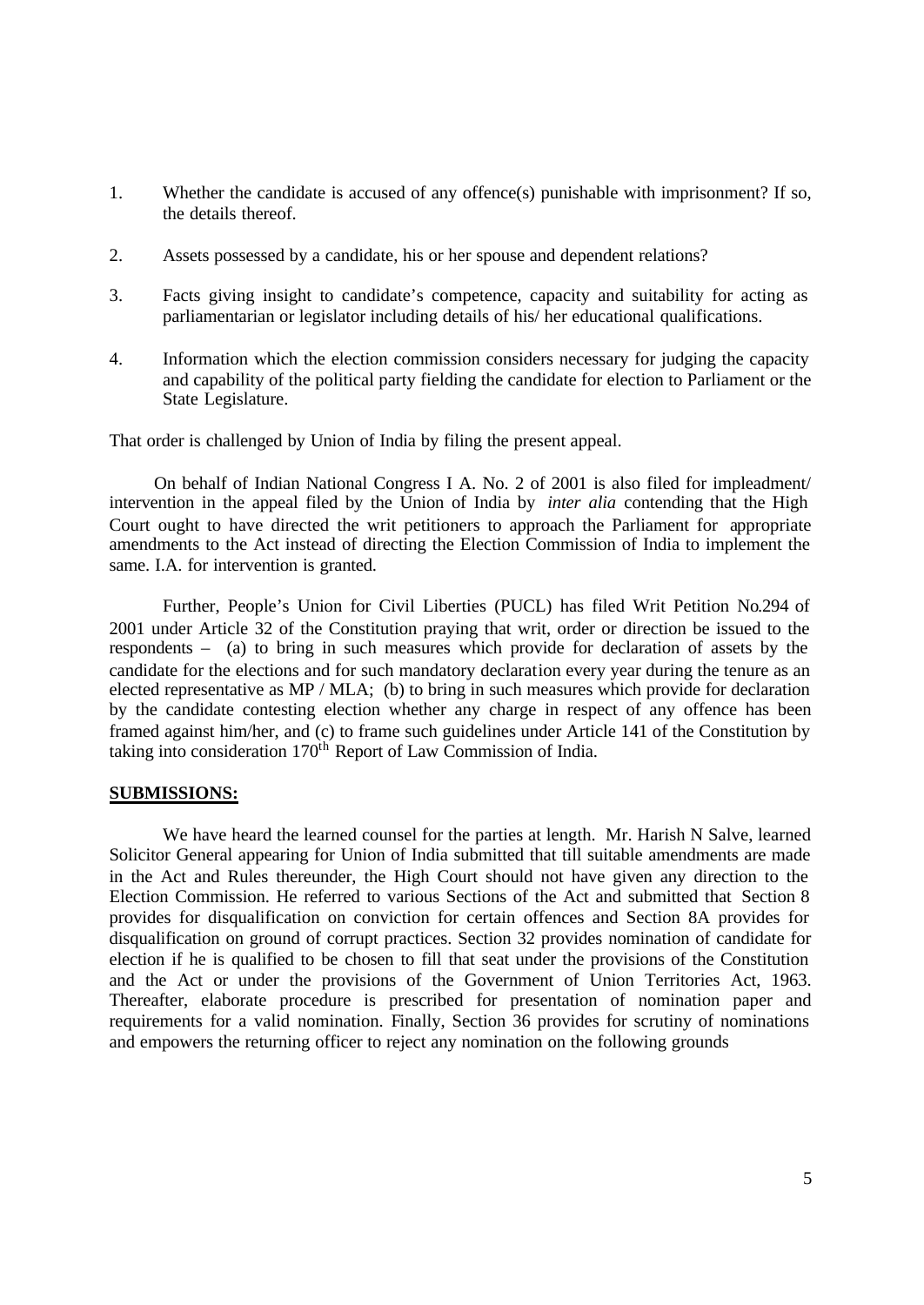1. Whether the candidate is accused of any offence(s) punishable with imprisonment? If so, the details thereof.

2. Assets possessed by a candidate, his or her spouse and dependent relations?

3. Facts giving insight to candidate's competence, capacity and suitability for acting as parliamentarian or legislator including details of his/ her educational qualifications.

4. Information which the election commission considers necessary for judging the capacity and capability of the political party fielding the candidate for election to Parliament or the State Legislature.

That order is challenged by Union of India by filing the present appeal.

On behalf of Indian National Congress I A. No. 2 of 2001 is also filed for impleadment/ intervention in the appeal filed by the Union of India by *inter alia* contending that the High Court ought to have directed the writ petitioners to approach the Parliament for appropriate amendments to the Act instead of directing the Election Commission of India to implement the same. I.A. for intervention is granted.

Further, People's Union for Civil Liberties (PUCL) has filed Writ Petition No.294 of 2001 under Article 32 of the Constitution praying that writ, order or direction be issued to the respondents – (a) to bring in such measures which provide for declaration of assets by the candidate for the elections and for such mandatory declaration every year during the tenure as an elected representative as MP / MLA; (b) to bring in such measures which provide for declaration by the candidate contesting election whether any charge in respect of any offence has been framed against him/her, and (c) to frame such guidelines under Article 141 of the Constitution by taking into consideration 170th Report of Law Commission of India.

**SUBMISSIONS:**

We have heard the learned counsel for the parties at length. Mr. Harish N Salve, learned Solicitor General appearing for Union of India submitted that till suitable amendments are made in the Act and Rules thereunder, the High Court should not have given any direction to the Election Commission. He referred to various Sections of the Act and submitted that Section 8 provides for disqualification on conviction for certain offences and Section 8A provides for disqualification on ground of corrupt practices. Section 32 provides nomination of candidate for election if he is qualified to be chosen to fill that seat under the provisions of the Constitution and the Act or under the provisions of the Government of Union Territories Act, 1963. Thereafter, elaborate procedure is prescribed for presentation of nomination paper and requirements for a valid nomination. Finally, Section 36 provides for scrutiny of nominations and empowers the returning officer to reject any nomination on the following grounds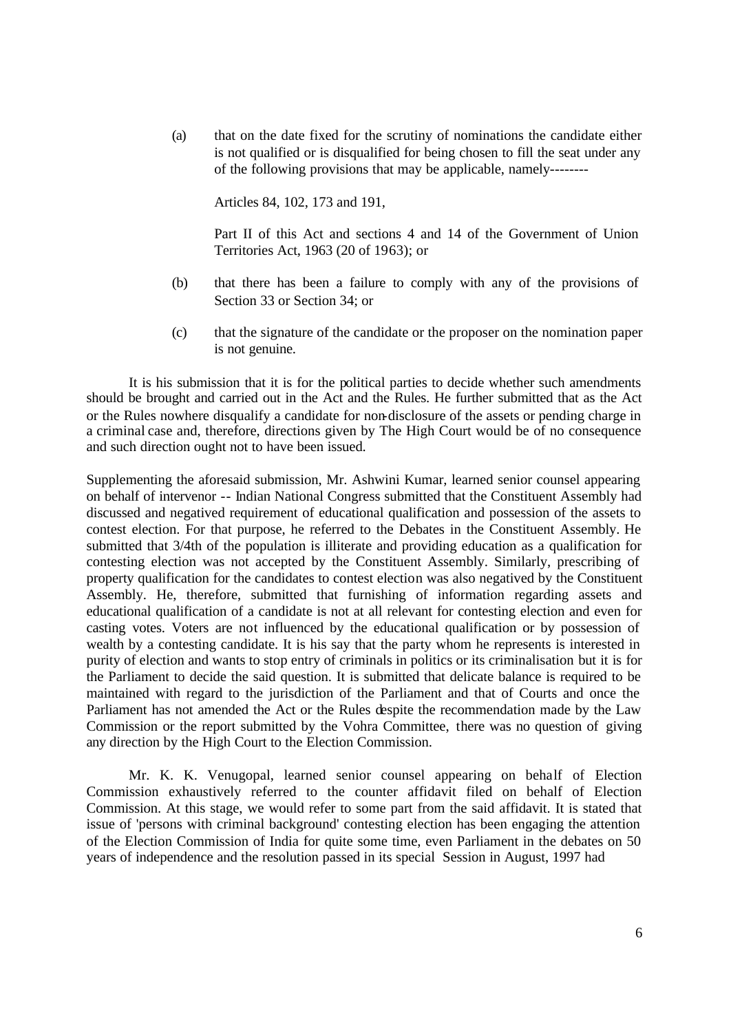(a) that on the date fixed for the scrutiny of nominations the candidate either is not qualified or is disqualified for being chosen to fill the seat under any of the following provisions that may be applicable, namely--------

Articles 84, 102, 173 and 191,

Part II of this Act and sections 4 and 14 of the Government of Union Territories Act, 1963 (20 of 1963); or

(b) that there has been a failure to comply with any of the provisions of Section 33 or Section 34; or

(c) that the signature of the candidate or the proposer on the nomination paper is not genuine.

It is his submission that it is for the political parties to decide whether such amendments should be brought and carried out in the Act and the Rules. He further submitted that as the Act or the Rules nowhere disqualify a candidate for non-disclosure of the assets or pending charge in a criminal case and, therefore, directions given by The High Court would be of no consequence and such direction ought not to have been issued.

Supplementing the aforesaid submission, Mr. Ashwini Kumar, learned senior counsel appearing on behalf of intervenor -- Indian National Congress submitted that the Constituent Assembly had discussed and negatived requirement of educational qualification and possession of the assets to contest election. For that purpose, he referred to the Debates in the Constituent Assembly. He submitted that 3/4th of the population is illiterate and providing education as a qualification for contesting election was not accepted by the Constituent Assembly. Similarly, prescribing of property qualification for the candidates to contest election was also negatived by the Constituent Assembly. He, therefore, submitted that furnishing of information regarding assets and educational qualification of a candidate is not at all relevant for contesting election and even for casting votes. Voters are not influenced by the educational qualification or by possession of wealth by a contesting candidate. It is his say that the party whom he represents is interested in purity of election and wants to stop entry of criminals in politics or its criminalisation but it is for the Parliament to decide the said question. It is submitted that delicate balance is required to be maintained with regard to the jurisdiction of the Parliament and that of Courts and once the Parliament has not amended the Act or the Rules despite the recommendation made by the Law Commission or the report submitted by the Vohra Committee, there was no question of giving any direction by the High Court to the Election Commission.

Mr. K. K. Venugopal, learned senior counsel appearing on behalf of Election Commission exhaustively referred to the counter affidavit filed on behalf of Election Commission. At this stage, we would refer to some part from the said affidavit. It is stated that issue of 'persons with criminal background' contesting election has been engaging the attention of the Election Commission of India for quite some time, even Parliament in the debates on 50 years of independence and the resolution passed in its special Session in August, 1997 had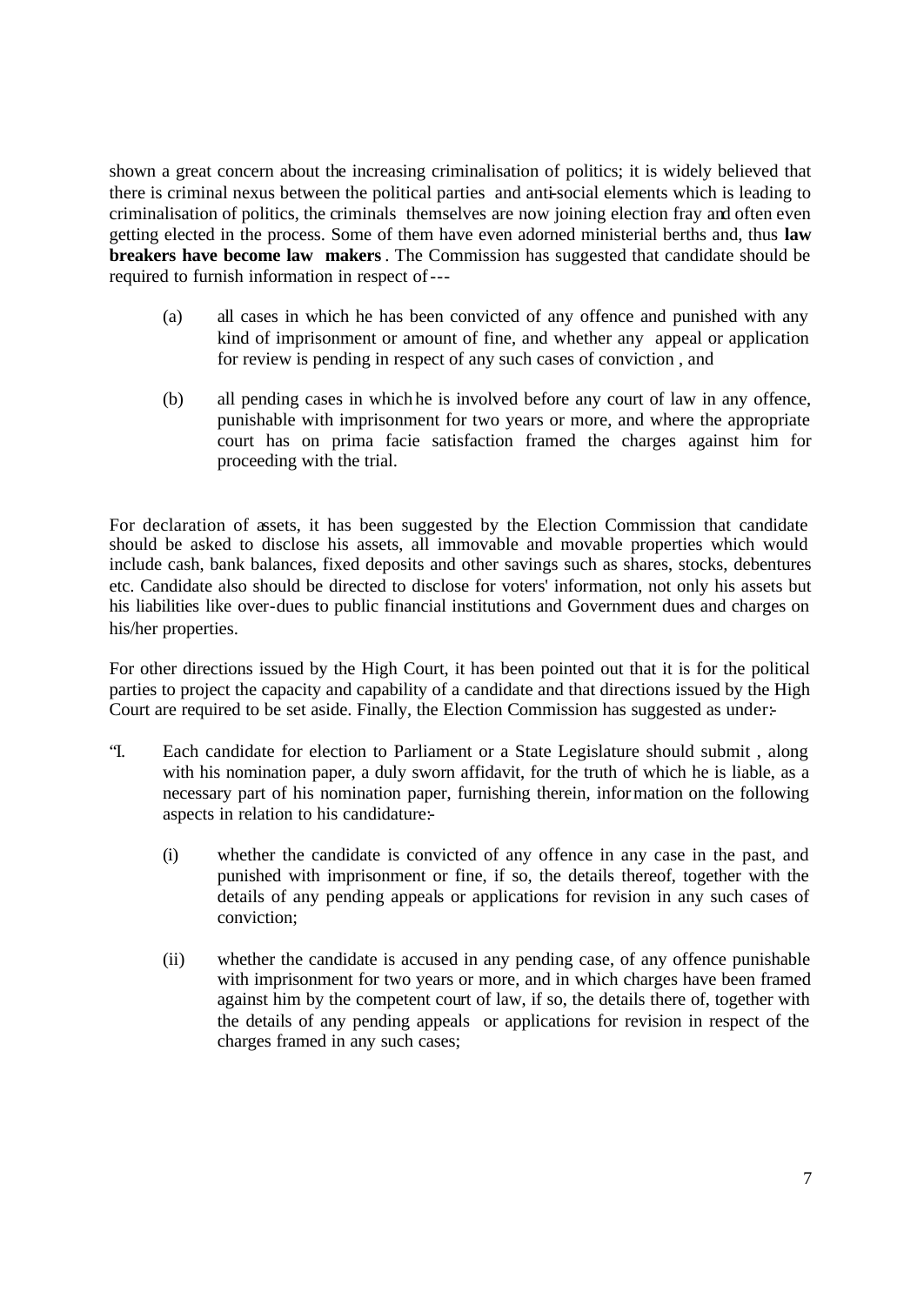shown a great concern about the increasing criminalisation of politics; it is widely believed that there is criminal nexus between the political parties and anti-social elements which is leading to criminalisation of politics, the criminals themselves are now joining election fray and often even getting elected in the process. Some of them have even adorned ministerial berths and, thus **law breakers have become law makers**. The Commission has suggested that candidate should be required to furnish information in respect of---

(a) all cases in which he has been convicted of any offence and punished with any kind of imprisonment or amount of fine, and whether any appeal or application for review is pending in respect of any such cases of conviction , and

(b) all pending cases in which he is involved before any court of law in any offence, punishable with imprisonment for two years or more, and where the appropriate court has on prima facie satisfaction framed the charges against him for proceeding with the trial.

For declaration of assets, it has been suggested by the Election Commission that candidate should be asked to disclose his assets, all immovable and movable properties which would include cash, bank balances, fixed deposits and other savings such as shares, stocks, debentures etc. Candidate also should be directed to disclose for voters' information, not only his assets but his liabilities like over-dues to public financial institutions and Government dues and charges on his/her properties.

For other directions issued by the High Court, it has been pointed out that it is for the political parties to project the capacity and capability of a candidate and that directions issued by the High Court are required to be set aside. Finally, the Election Commission has suggested as under:-

"I. Each candidate for election to Parliament or a State Legislature should submit , along with his nomination paper, a duly sworn affidavit, for the truth of which he is liable, as a necessary part of his nomination paper, furnishing therein, information on the following aspects in relation to his candidature:-

(i) whether the candidate is convicted of any offence in any case in the past, and punished with imprisonment or fine, if so, the details thereof, together with the details of any pending appeals or applications for revision in any such cases of conviction;

(ii) whether the candidate is accused in any pending case, of any offence punishable with imprisonment for two years or more, and in which charges have been framed against him by the competent court of law, if so, the details there of, together with the details of any pending appeals or applications for revision in respect of the charges framed in any such cases;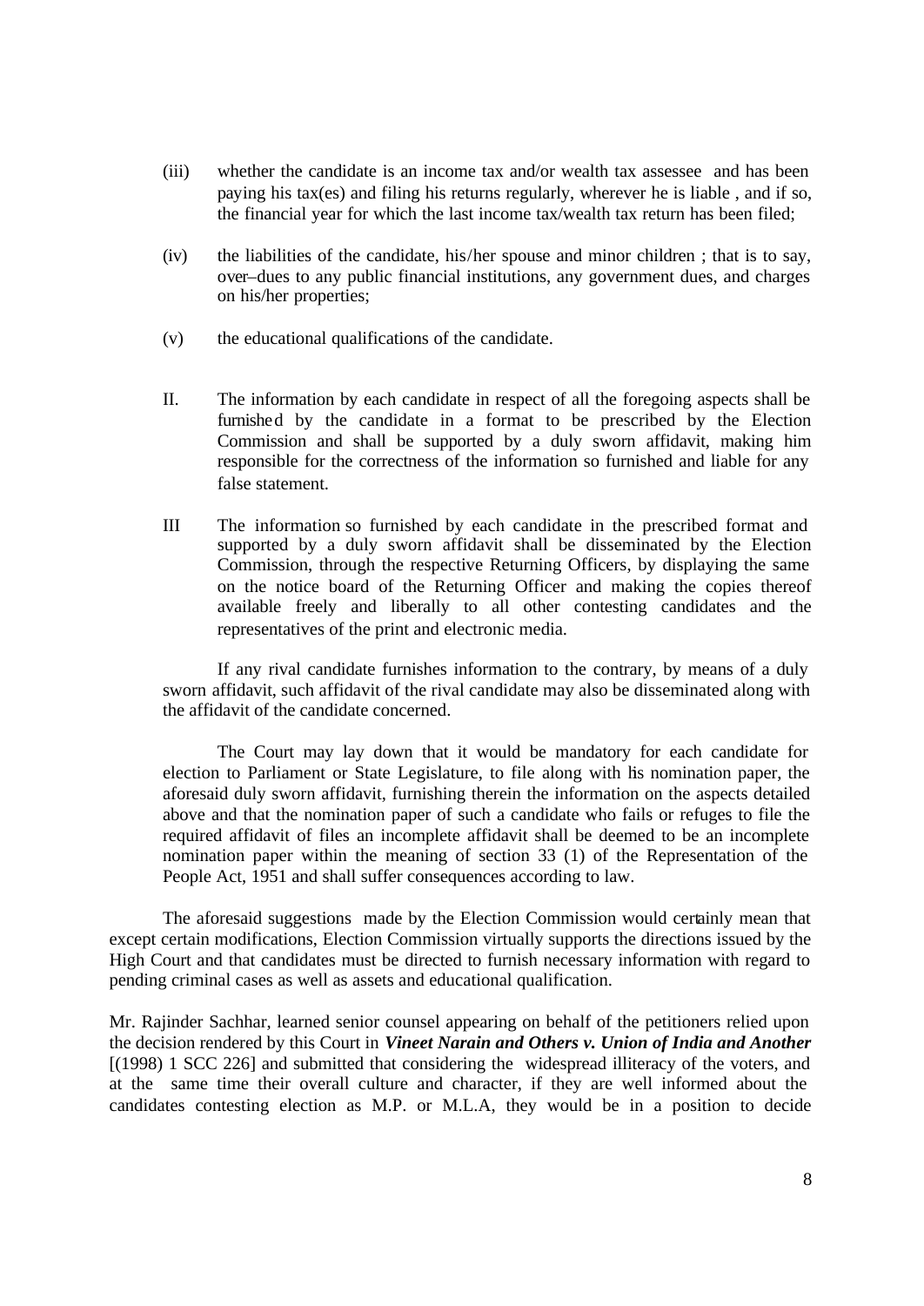(iii) whether the candidate is an income tax and/or wealth tax assessee and has been paying his tax(es) and filing his returns regularly, wherever he is liable , and if so, the financial year for which the last income tax/wealth tax return has been filed;

(iv) the liabilities of the candidate, his/her spouse and minor children ; that is to say, over–dues to any public financial institutions, any government dues, and charges on his/her properties;

(v) the educational qualifications of the candidate.

II. The information by each candidate in respect of all the foregoing aspects shall be furnished by the candidate in a format to be prescribed by the Election Commission and shall be supported by a duly sworn affidavit, making him responsible for the correctness of the information so furnished and liable for any false statement.

III The information so furnished by each candidate in the prescribed format and supported by a duly sworn affidavit shall be disseminated by the Election Commission, through the respective Returning Officers, by displaying the same on the notice board of the Returning Officer and making the copies thereof available freely and liberally to all other contesting candidates and the representatives of the print and electronic media.

If any rival candidate furnishes information to the contrary, by means of a duly sworn affidavit, such affidavit of the rival candidate may also be disseminated along with the affidavit of the candidate concerned.

The Court may lay down that it would be mandatory for each candidate for election to Parliament or State Legislature, to file along with his nomination paper, the aforesaid duly sworn affidavit, furnishing therein the information on the aspects detailed above and that the nomination paper of such a candidate who fails or refuges to file the required affidavit of files an incomplete affidavit shall be deemed to be an incomplete nomination paper within the meaning of section 33 (1) of the Representation of the People Act, 1951 and shall suffer consequences according to law.

The aforesaid suggestions made by the Election Commission would certainly mean that except certain modifications, Election Commission virtually supports the directions issued by the High Court and that candidates must be directed to furnish necessary information with regard to pending criminal cases as well as assets and educational qualification.

Mr. Rajinder Sachhar, learned senior counsel appearing on behalf of the petitioners relied upon the decision rendered by this Court in ***Vineet Narain and Others v. Union of India and Another*** [(1998) 1 SCC 226] and submitted that considering the widespread illiteracy of the voters, and at the same time their overall culture and character, if they are well informed about the candidates contesting election as M.P. or M.L.A, they would be in a position to decide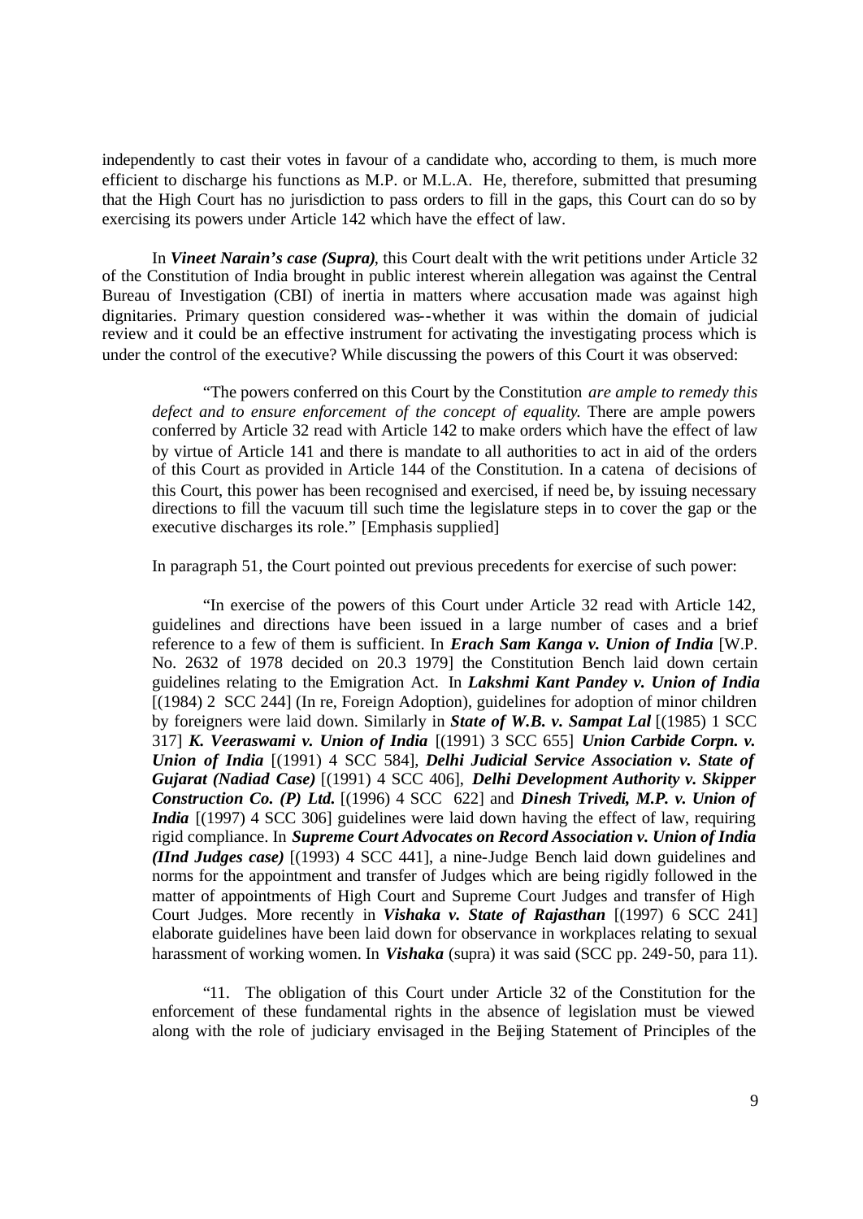independently to cast their votes in favour of a candidate who, according to them, is much more efficient to discharge his functions as M.P. or M.L.A. He, therefore, submitted that presuming that the High Court has no jurisdiction to pass orders to fill in the gaps, this Court can do so by exercising its powers under Article 142 which have the effect of law.

In ***Vineet Narain's case (Supra)***, this Court dealt with the writ petitions under Article 32 of the Constitution of India brought in public interest wherein allegation was against the Central Bureau of Investigation (CBI) of inertia in matters where accusation made was against high dignitaries. Primary question considered was--whether it was within the domain of judicial review and it could be an effective instrument for activating the investigating process which is under the control of the executive? While discussing the powers of this Court it was observed:

> "The powers conferred on this Court by the Constitution *are ample to remedy this defect and to ensure enforcement of the concept of equality.* There are ample powers conferred by Article 32 read with Article 142 to make orders which have the effect of law by virtue of Article 141 and there is mandate to all authorities to act in aid of the orders of this Court as provided in Article 144 of the Constitution. In a catena of decisions of this Court, this power has been recognised and exercised, if need be, by issuing necessary directions to fill the vacuum till such time the legislature steps in to cover the gap or the executive discharges its role." [Emphasis supplied]

In paragraph 51, the Court pointed out previous precedents for exercise of such power:

> "In exercise of the powers of this Court under Article 32 read with Article 142, guidelines and directions have been issued in a large number of cases and a brief reference to a few of them is sufficient. In ***Erach Sam Kanga v. Union of India*** [W.P. No. 2632 of 1978 decided on 20.3 1979] the Constitution Bench laid down certain guidelines relating to the Emigration Act. In ***Lakshmi Kant Pandey v. Union of India*** [(1984) 2 SCC 244] (In re, Foreign Adoption), guidelines for adoption of minor children by foreigners were laid down. Similarly in ***State of W.B. v. Sampat Lal*** [(1985) 1 SCC 317] ***K. Veeraswami v. Union of India*** [(1991) 3 SCC 655] ***Union Carbide Corpn. v. Union of India*** [(1991) 4 SCC 584], ***Delhi Judicial Service Association v. State of Gujarat (Nadiad Case)*** [(1991) 4 SCC 406], ***Delhi Development Authority v. Skipper Construction Co. (P) Ltd.*** [(1996) 4 SCC 622] and ***Dinesh Trivedi, M.P. v. Union of India*** [(1997) 4 SCC 306] guidelines were laid down having the effect of law, requiring rigid compliance. In ***Supreme Court Advocates on Record Association v. Union of India (IInd Judges case)*** [(1993) 4 SCC 441], a nine-Judge Bench laid down guidelines and norms for the appointment and transfer of Judges which are being rigidly followed in the matter of appointments of High Court and Supreme Court Judges and transfer of High Court Judges. More recently in ***Vishaka v. State of Rajasthan*** [(1997) 6 SCC 241] elaborate guidelines have been laid down for observance in workplaces relating to sexual harassment of working women. In ***Vishaka*** (supra) it was said (SCC pp. 249-50, para 11).
>
> "11. The obligation of this Court under Article 32 of the Constitution for the enforcement of these fundamental rights in the absence of legislation must be viewed along with the role of judiciary envisaged in the Beijing Statement of Principles of the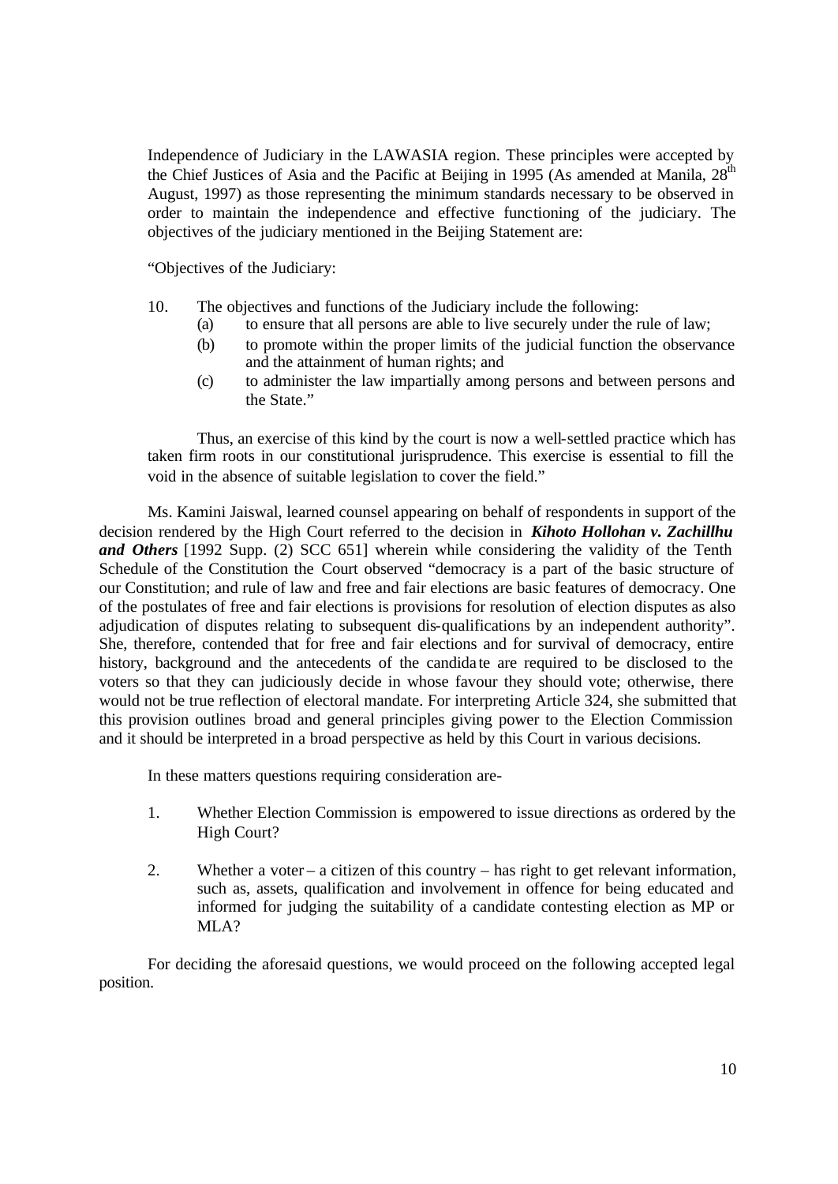Independence of Judiciary in the LAWASIA region. These principles were accepted by the Chief Justices of Asia and the Pacific at Beijing in 1995 (As amended at Manila, 28th August, 1997) as those representing the minimum standards necessary to be observed in order to maintain the independence and effective functioning of the judiciary. The objectives of the judiciary mentioned in the Beijing Statement are:

"Objectives of the Judiciary:

10. The objectives and functions of the Judiciary include the following:
    - (a) to ensure that all persons are able to live securely under the rule of law;
    - (b) to promote within the proper limits of the judicial function the observance and the attainment of human rights; and
    - (c) to administer the law impartially among persons and between persons and the State."

Thus, an exercise of this kind by the court is now a well-settled practice which has taken firm roots in our constitutional jurisprudence. This exercise is essential to fill the void in the absence of suitable legislation to cover the field."

Ms. Kamini Jaiswal, learned counsel appearing on behalf of respondents in support of the decision rendered by the High Court referred to the decision in ***Kihoto Hollohan v. Zachillhu and Others*** [1992 Supp. (2) SCC 651] wherein while considering the validity of the Tenth Schedule of the Constitution the Court observed "democracy is a part of the basic structure of our Constitution; and rule of law and free and fair elections are basic features of democracy. One of the postulates of free and fair elections is provisions for resolution of election disputes as also adjudication of disputes relating to subsequent dis-qualifications by an independent authority". She, therefore, contended that for free and fair elections and for survival of democracy, entire history, background and the antecedents of the candidate are required to be disclosed to the voters so that they can judiciously decide in whose favour they should vote; otherwise, there would not be true reflection of electoral mandate. For interpreting Article 324, she submitted that this provision outlines broad and general principles giving power to the Election Commission and it should be interpreted in a broad perspective as held by this Court in various decisions.

In these matters questions requiring consideration are-

1. Whether Election Commission is empowered to issue directions as ordered by the High Court?

2. Whether a voter – a citizen of this country – has right to get relevant information, such as, assets, qualification and involvement in offence for being educated and informed for judging the suitability of a candidate contesting election as MP or MLA?

For deciding the aforesaid questions, we would proceed on the following accepted legal position.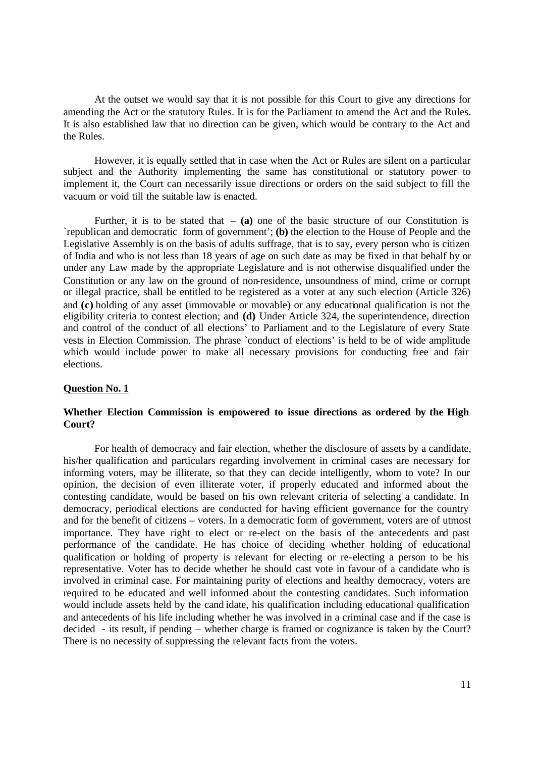At the outset we would say that it is not possible for this Court to give any directions for amending the Act or the statutory Rules. It is for the Parliament to amend the Act and the Rules. It is also established law that no direction can be given, which would be contrary to the Act and the Rules.

However, it is equally settled that in case when the Act or Rules are silent on a particular subject and the Authority implementing the same has constitutional or statutory power to implement it, the Court can necessarily issue directions or orders on the said subject to fill the vacuum or void till the suitable law is enacted.

Further, it is to be stated that – **(a)** one of the basic structure of our Constitution is `republican and democratic form of government'; **(b)** the election to the House of People and the Legislative Assembly is on the basis of adults suffrage, that is to say, every person who is citizen of India and who is not less than 18 years of age on such date as may be fixed in that behalf by or under any Law made by the appropriate Legislature and is not otherwise disqualified under the Constitution or any law on the ground of non-residence, unsoundness of mind, crime or corrupt or illegal practice, shall be entitled to be registered as a voter at any such election (Article 326) and **(c)** holding of any asset (immovable or movable) or any educational qualification is not the eligibility criteria to contest election; and **(d)** Under Article 324, the superintendence, direction and control of the conduct of all elections' to Parliament and to the Legislature of every State vests in Election Commission. The phrase `conduct of elections' is held to be of wide amplitude which would include power to make all necessary provisions for conducting free and fair elections.

**Question No. 1**

**Whether Election Commission is empowered to issue directions as ordered by the High Court?**

For health of democracy and fair election, whether the disclosure of assets by a candidate, his/her qualification and particulars regarding involvement in criminal cases are necessary for informing voters, may be illiterate, so that they can decide intelligently, whom to vote? In our opinion, the decision of even illiterate voter, if properly educated and informed about the contesting candidate, would be based on his own relevant criteria of selecting a candidate. In democracy, periodical elections are conducted for having efficient governance for the country and for the benefit of citizens – voters. In a democratic form of government, voters are of utmost importance. They have right to elect or re-elect on the basis of the antecedents and past performance of the candidate. He has choice of deciding whether holding of educational qualification or holding of property is relevant for electing or re-electing a person to be his representative. Voter has to decide whether he should cast vote in favour of a candidate who is involved in criminal case. For maintaining purity of elections and healthy democracy, voters are required to be educated and well informed about the contesting candidates. Such information would include assets held by the candidate, his qualification including educational qualification and antecedents of his life including whether he was involved in a criminal case and if the case is decided - its result, if pending – whether charge is framed or cognizance is taken by the Court? There is no necessity of suppressing the relevant facts from the voters.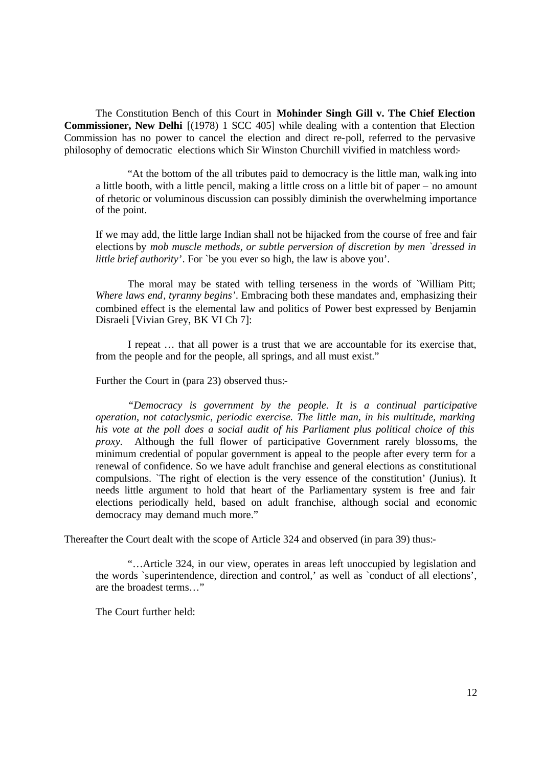The Constitution Bench of this Court in **Mohinder Singh Gill v. The Chief Election Commissioner, New Delhi** [(1978) 1 SCC 405] while dealing with a contention that Election Commission has no power to cancel the election and direct re-poll, referred to the pervasive philosophy of democratic elections which Sir Winston Churchill vivified in matchless word:-

> "At the bottom of the all tributes paid to democracy is the little man, walking into a little booth, with a little pencil, making a little cross on a little bit of paper – no amount of rhetoric or voluminous discussion can possibly diminish the overwhelming importance of the point.
>
> If we may add, the little large Indian shall not be hijacked from the course of free and fair elections by *mob muscle methods, or subtle perversion of discretion by men `dressed in little brief authority*'. For `be you ever so high, the law is above you'.
>
> The moral may be stated with telling terseness in the words of `William Pitt; *Where laws end, tyranny begins'*. Embracing both these mandates and, emphasizing their combined effect is the elemental law and politics of Power best expressed by Benjamin Disraeli [Vivian Grey, BK VI Ch 7]:
>
> I repeat … that all power is a trust that we are accountable for its exercise that, from the people and for the people, all springs, and all must exist."

Further the Court in (para 23) observed thus:-

> *"Democracy is government by the people. It is a continual participative operation, not cataclysmic, periodic exercise. The little man, in his multitude, marking his vote at the poll does a social audit of his Parliament plus political choice of this proxy.* Although the full flower of participative Government rarely blossoms, the minimum credential of popular government is appeal to the people after every term for a renewal of confidence. So we have adult franchise and general elections as constitutional compulsions. `The right of election is the very essence of the constitution' (Junius). It needs little argument to hold that heart of the Parliamentary system is free and fair elections periodically held, based on adult franchise, although social and economic democracy may demand much more."

Thereafter the Court dealt with the scope of Article 324 and observed (in para 39) thus:-

> "…Article 324, in our view, operates in areas left unoccupied by legislation and the words `superintendence, direction and control,' as well as `conduct of all elections', are the broadest terms…"

The Court further held: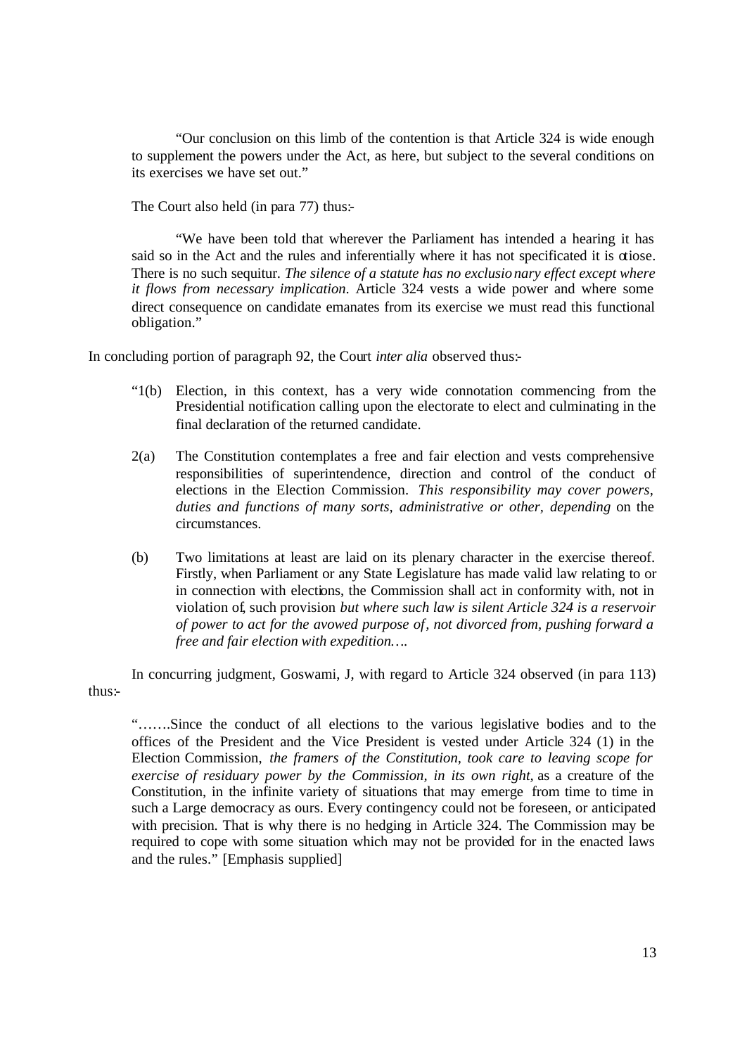> "Our conclusion on this limb of the contention is that Article 324 is wide enough to supplement the powers under the Act, as here, but subject to the several conditions on its exercises we have set out."

The Court also held (in para 77) thus:-

> "We have been told that wherever the Parliament has intended a hearing it has said so in the Act and the rules and inferentially where it has not specificated it is otiose. There is no such sequitur. *The silence of a statute has no exclusionary effect except where it flows from necessary implication.* Article 324 vests a wide power and where some direct consequence on candidate emanates from its exercise we must read this functional obligation."

In concluding portion of paragraph 92, the Court *inter alia* observed thus:-

> "1(b) Election, in this context, has a very wide connotation commencing from the Presidential notification calling upon the electorate to elect and culminating in the final declaration of the returned candidate.
>
> 2(a) The Constitution contemplates a free and fair election and vests comprehensive responsibilities of superintendence, direction and control of the conduct of elections in the Election Commission. *This responsibility may cover powers, duties and functions of many sorts, administrative or other, depending* on the circumstances.
>
> (b) Two limitations at least are laid on its plenary character in the exercise thereof. Firstly, when Parliament or any State Legislature has made valid law relating to or in connection with elections, the Commission shall act in conformity with, not in violation of, such provision *but where such law is silent Article 324 is a reservoir of power to act for the avowed purpose of, not divorced from, pushing forward a free and fair election with expedition….*

In concurring judgment, Goswami, J, with regard to Article 324 observed (in para 113) thus:-

> "…….Since the conduct of all elections to the various legislative bodies and to the offices of the President and the Vice President is vested under Article 324 (1) in the Election Commission, *the framers of the Constitution, took care to leaving scope for exercise of residuary power by the Commission, in its own right,* as a creature of the Constitution, in the infinite variety of situations that may emerge from time to time in such a Large democracy as ours. Every contingency could not be foreseen, or anticipated with precision. That is why there is no hedging in Article 324. The Commission may be required to cope with some situation which may not be provided for in the enacted laws and the rules." [Emphasis supplied]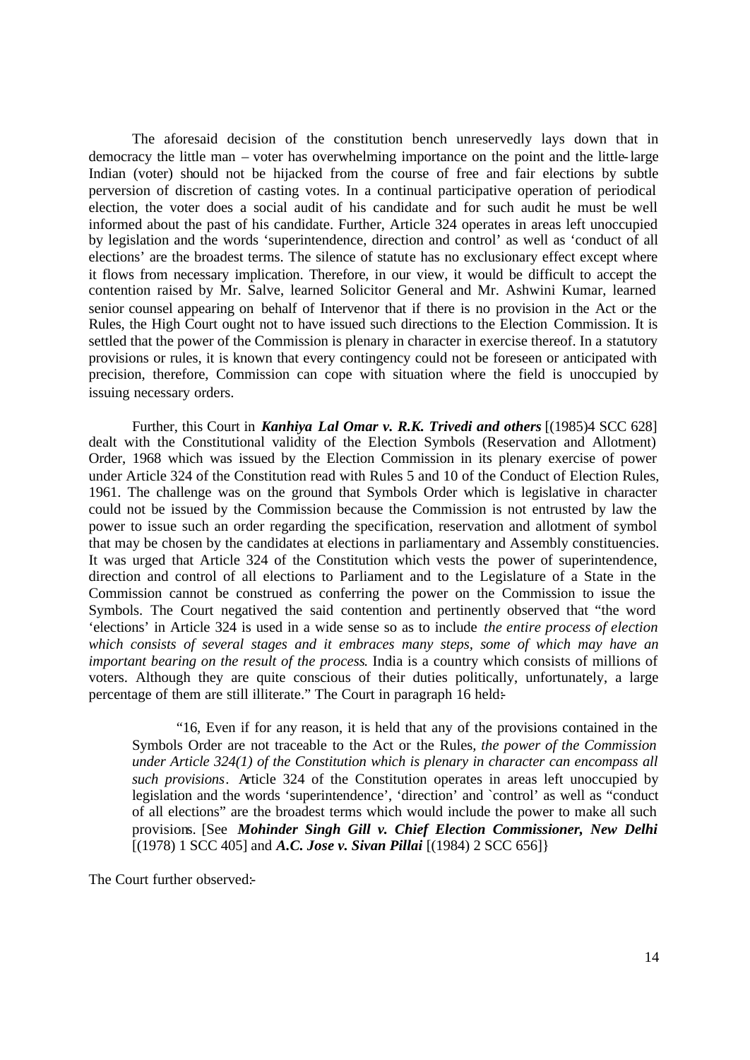The aforesaid decision of the constitution bench unreservedly lays down that in democracy the little man – voter has overwhelming importance on the point and the little-large Indian (voter) should not be hijacked from the course of free and fair elections by subtle perversion of discretion of casting votes. In a continual participative operation of periodical election, the voter does a social audit of his candidate and for such audit he must be well informed about the past of his candidate. Further, Article 324 operates in areas left unoccupied by legislation and the words 'superintendence, direction and control' as well as 'conduct of all elections' are the broadest terms. The silence of statute has no exclusionary effect except where it flows from necessary implication. Therefore, in our view, it would be difficult to accept the contention raised by Mr. Salve, learned Solicitor General and Mr. Ashwini Kumar, learned senior counsel appearing on behalf of Intervenor that if there is no provision in the Act or the Rules, the High Court ought not to have issued such directions to the Election Commission. It is settled that the power of the Commission is plenary in character in exercise thereof. In a statutory provisions or rules, it is known that every contingency could not be foreseen or anticipated with precision, therefore, Commission can cope with situation where the field is unoccupied by issuing necessary orders.

Further, this Court in ***Kanhiya Lal Omar v. R.K. Trivedi and others*** [(1985)4 SCC 628] dealt with the Constitutional validity of the Election Symbols (Reservation and Allotment) Order, 1968 which was issued by the Election Commission in its plenary exercise of power under Article 324 of the Constitution read with Rules 5 and 10 of the Conduct of Election Rules, 1961. The challenge was on the ground that Symbols Order which is legislative in character could not be issued by the Commission because the Commission is not entrusted by law the power to issue such an order regarding the specification, reservation and allotment of symbol that may be chosen by the candidates at elections in parliamentary and Assembly constituencies. It was urged that Article 324 of the Constitution which vests the power of superintendence, direction and control of all elections to Parliament and to the Legislature of a State in the Commission cannot be construed as conferring the power on the Commission to issue the Symbols. The Court negatived the said contention and pertinently observed that "the word 'elections' in Article 324 is used in a wide sense so as to include *the entire process of election which consists of several stages and it embraces many steps, some of which may have an important bearing on the result of the process*. India is a country which consists of millions of voters. Although they are quite conscious of their duties politically, unfortunately, a large percentage of them are still illiterate." The Court in paragraph 16 held:-

> "16, Even if for any reason, it is held that any of the provisions contained in the Symbols Order are not traceable to the Act or the Rules, *the power of the Commission under Article 324(1) of the Constitution which is plenary in character can encompass all such provisions*. Article 324 of the Constitution operates in areas left unoccupied by legislation and the words 'superintendence', 'direction' and `control' as well as "conduct of all elections" are the broadest terms which would include the power to make all such provisions. [See ***Mohinder Singh Gill v. Chief Election Commissioner, New Delhi*** [(1978) 1 SCC 405] and ***A.C. Jose v. Sivan Pillai*** [(1984) 2 SCC 656]}

The Court further observed:-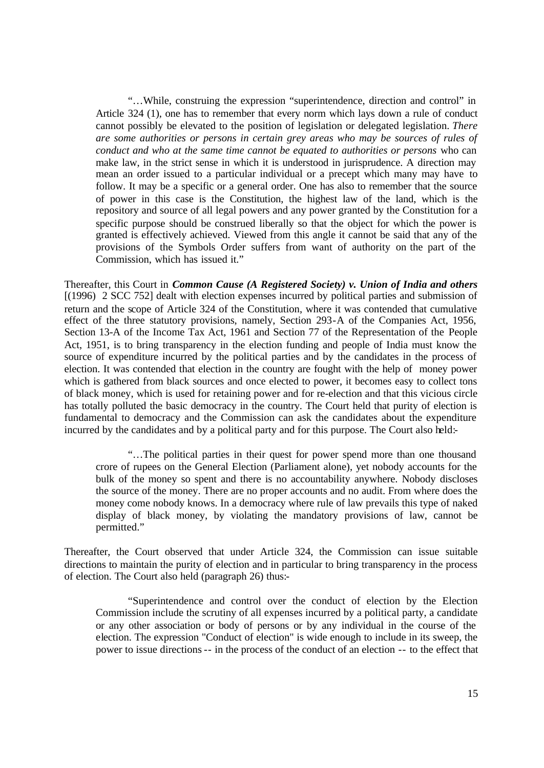> "…While, construing the expression "superintendence, direction and control" in Article 324 (1), one has to remember that every norm which lays down a rule of conduct cannot possibly be elevated to the position of legislation or delegated legislation. *There are some authorities or persons in certain grey areas who may be sources of rules of conduct and who at the same time cannot be equated to authorities or persons* who can make law, in the strict sense in which it is understood in jurisprudence. A direction may mean an order issued to a particular individual or a precept which many may have to follow. It may be a specific or a general order. One has also to remember that the source of power in this case is the Constitution, the highest law of the land, which is the repository and source of all legal powers and any power granted by the Constitution for a specific purpose should be construed liberally so that the object for which the power is granted is effectively achieved. Viewed from this angle it cannot be said that any of the provisions of the Symbols Order suffers from want of authority on the part of the Commission, which has issued it."

Thereafter, this Court in ***Common Cause (A Registered Society) v. Union of India and others*** [(1996) 2 SCC 752] dealt with election expenses incurred by political parties and submission of return and the scope of Article 324 of the Constitution, where it was contended that cumulative effect of the three statutory provisions, namely, Section 293-A of the Companies Act, 1956, Section 13-A of the Income Tax Act, 1961 and Section 77 of the Representation of the People Act, 1951, is to bring transparency in the election funding and people of India must know the source of expenditure incurred by the political parties and by the candidates in the process of election. It was contended that election in the country are fought with the help of money power which is gathered from black sources and once elected to power, it becomes easy to collect tons of black money, which is used for retaining power and for re-election and that this vicious circle has totally polluted the basic democracy in the country. The Court held that purity of election is fundamental to democracy and the Commission can ask the candidates about the expenditure incurred by the candidates and by a political party and for this purpose. The Court also held:-

> "…The political parties in their quest for power spend more than one thousand crore of rupees on the General Election (Parliament alone), yet nobody accounts for the bulk of the money so spent and there is no accountability anywhere. Nobody discloses the source of the money. There are no proper accounts and no audit. From where does the money come nobody knows. In a democracy where rule of law prevails this type of naked display of black money, by violating the mandatory provisions of law, cannot be permitted."

Thereafter, the Court observed that under Article 324, the Commission can issue suitable directions to maintain the purity of election and in particular to bring transparency in the process of election. The Court also held (paragraph 26) thus:-

> "Superintendence and control over the conduct of election by the Election Commission include the scrutiny of all expenses incurred by a political party, a candidate or any other association or body of persons or by any individual in the course of the election. The expression "Conduct of election" is wide enough to include in its sweep, the power to issue directions -- in the process of the conduct of an election -- to the effect that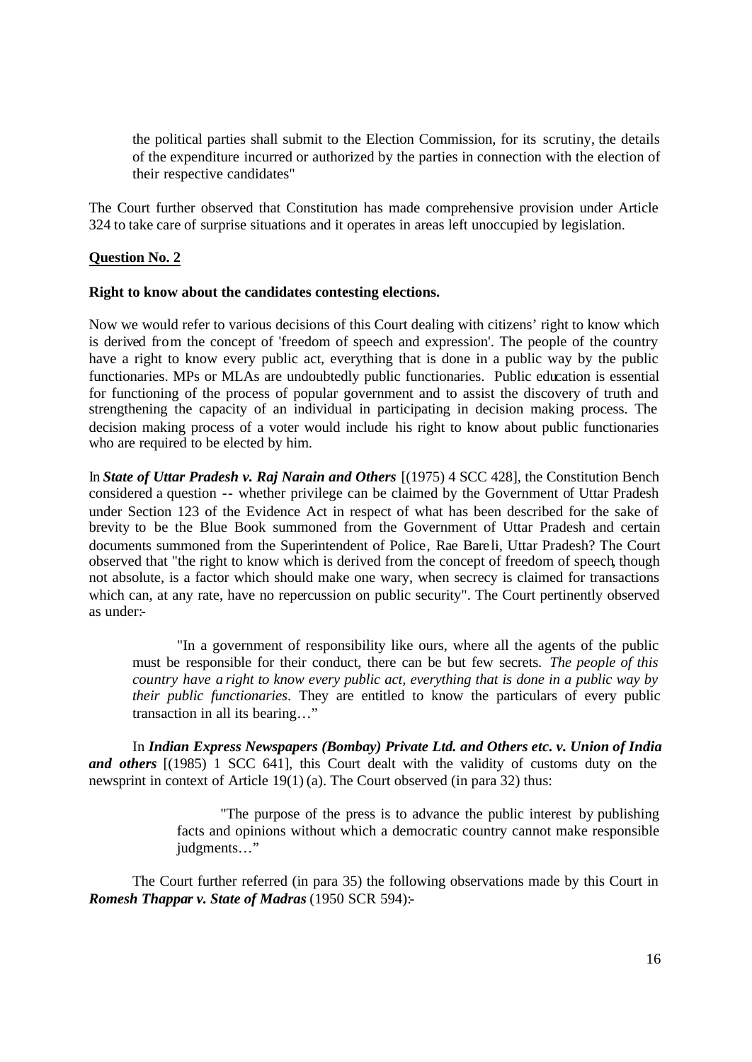the political parties shall submit to the Election Commission, for its scrutiny, the details of the expenditure incurred or authorized by the parties in connection with the election of their respective candidates"

The Court further observed that Constitution has made comprehensive provision under Article 324 to take care of surprise situations and it operates in areas left unoccupied by legislation.

**<u>Question No. 2</u>**

**Right to know about the candidates contesting elections.**

Now we would refer to various decisions of this Court dealing with citizens' right to know which is derived from the concept of 'freedom of speech and expression'. The people of the country have a right to know every public act, everything that is done in a public way by the public functionaries. MPs or MLAs are undoubtedly public functionaries. Public education is essential for functioning of the process of popular government and to assist the discovery of truth and strengthening the capacity of an individual in participating in decision making process. The decision making process of a voter would include his right to know about public functionaries who are required to be elected by him.

In ***State of Uttar Pradesh v. Raj Narain and Others*** [(1975) 4 SCC 428], the Constitution Bench considered a question -- whether privilege can be claimed by the Government of Uttar Pradesh under Section 123 of the Evidence Act in respect of what has been described for the sake of brevity to be the Blue Book summoned from the Government of Uttar Pradesh and certain documents summoned from the Superintendent of Police, Rae Bareli, Uttar Pradesh? The Court observed that "the right to know which is derived from the concept of freedom of speech, though not absolute, is a factor which should make one wary, when secrecy is claimed for transactions which can, at any rate, have no repercussion on public security". The Court pertinently observed as under:-

> "In a government of responsibility like ours, where all the agents of the public must be responsible for their conduct, there can be but few secrets. *The people of this country have a right to know every public act, everything that is done in a public way by their public functionaries*. They are entitled to know the particulars of every public transaction in all its bearing…"

In ***Indian Express Newspapers (Bombay) Private Ltd. and Others etc. v. Union of India and others*** [(1985) 1 SCC 641], this Court dealt with the validity of customs duty on the newsprint in context of Article 19(1) (a). The Court observed (in para 32) thus:

> "The purpose of the press is to advance the public interest by publishing facts and opinions without which a democratic country cannot make responsible judgments…"

The Court further referred (in para 35) the following observations made by this Court in ***Romesh Thappar v. State of Madras*** (1950 SCR 594):-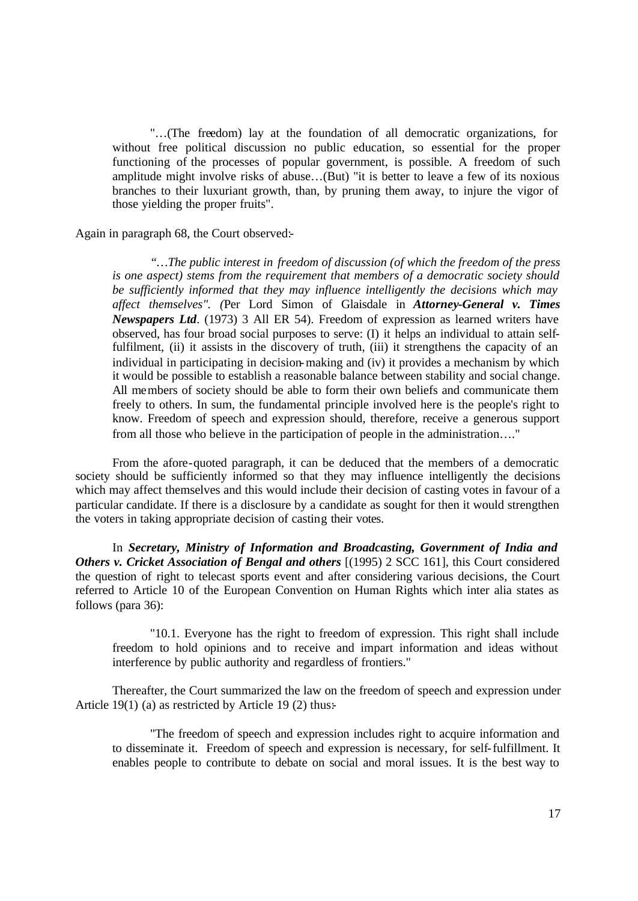> "…(The freedom) lay at the foundation of all democratic organizations, for without free political discussion no public education, so essential for the proper functioning of the processes of popular government, is possible. A freedom of such amplitude might involve risks of abuse…(But) "it is better to leave a few of its noxious branches to their luxuriant growth, than, by pruning them away, to injure the vigor of those yielding the proper fruits".

Again in paragraph 68, the Court observed:-

> *"…The public interest in freedom of discussion (of which the freedom of the press is one aspect) stems from the requirement that members of a democratic society should be sufficiently informed that they may influence intelligently the decisions which may affect themselves". (*Per Lord Simon of Glaisdale in ***Attorney-General v. Times Newspapers Ltd***. (1973) 3 All ER 54). Freedom of expression as learned writers have observed, has four broad social purposes to serve: (I) it helps an individual to attain self-fulfilment, (ii) it assists in the discovery of truth, (iii) it strengthens the capacity of an individual in participating in decision-making and (iv) it provides a mechanism by which it would be possible to establish a reasonable balance between stability and social change. All members of society should be able to form their own beliefs and communicate them freely to others. In sum, the fundamental principle involved here is the people's right to know. Freedom of speech and expression should, therefore, receive a generous support from all those who believe in the participation of people in the administration…."

From the afore-quoted paragraph, it can be deduced that the members of a democratic society should be sufficiently informed so that they may influence intelligently the decisions which may affect themselves and this would include their decision of casting votes in favour of a particular candidate. If there is a disclosure by a candidate as sought for then it would strengthen the voters in taking appropriate decision of casting their votes.

In ***Secretary, Ministry of Information and Broadcasting, Government of India and Others v. Cricket Association of Bengal and others*** [(1995) 2 SCC 161], this Court considered the question of right to telecast sports event and after considering various decisions, the Court referred to Article 10 of the European Convention on Human Rights which inter alia states as follows (para 36):

> "10.1. Everyone has the right to freedom of expression. This right shall include freedom to hold opinions and to receive and impart information and ideas without interference by public authority and regardless of frontiers."

Thereafter, the Court summarized the law on the freedom of speech and expression under Article 19(1) (a) as restricted by Article 19 (2) thus:-

> "The freedom of speech and expression includes right to acquire information and to disseminate it. Freedom of speech and expression is necessary, for self-fulfillment. It enables people to contribute to debate on social and moral issues. It is the best way to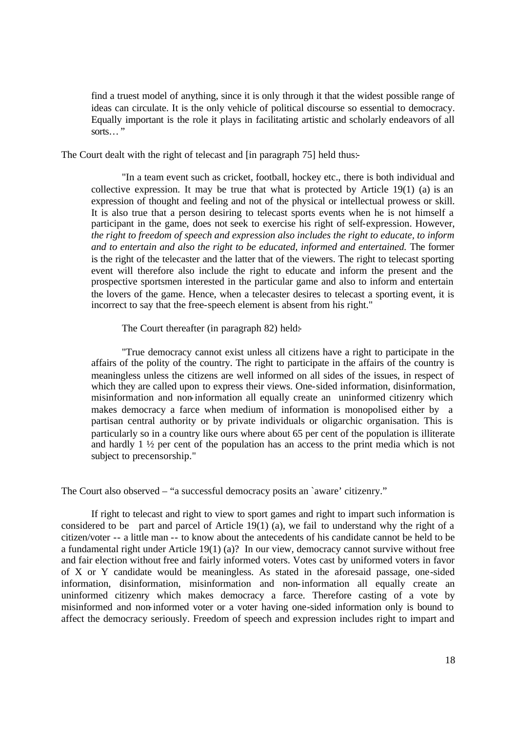> find a truest model of anything, since it is only through it that the widest possible range of ideas can circulate. It is the only vehicle of political discourse so essential to democracy. Equally important is the role it plays in facilitating artistic and scholarly endeavors of all sorts… "

The Court dealt with the right of telecast and [in paragraph 75] held thus:-

> "In a team event such as cricket, football, hockey etc., there is both individual and collective expression. It may be true that what is protected by Article 19(1) (a) is an expression of thought and feeling and not of the physical or intellectual prowess or skill. It is also true that a person desiring to telecast sports events when he is not himself a participant in the game, does not seek to exercise his right of self-expression. However, *the right to freedom of speech and expression also includes the right to educate, to inform and to entertain and also the right to be educated, informed and entertained.* The former is the right of the telecaster and the latter that of the viewers. The right to telecast sporting event will therefore also include the right to educate and inform the present and the prospective sportsmen interested in the particular game and also to inform and entertain the lovers of the game. Hence, when a telecaster desires to telecast a sporting event, it is incorrect to say that the free-speech element is absent from his right."
>
> The Court thereafter (in paragraph 82) held:-
>
> "True democracy cannot exist unless all citizens have a right to participate in the affairs of the polity of the country. The right to participate in the affairs of the country is meaningless unless the citizens are well informed on all sides of the issues, in respect of which they are called upon to express their views. One-sided information, disinformation, misinformation and non-information all equally create an uninformed citizenry which makes democracy a farce when medium of information is monopolised either by a partisan central authority or by private individuals or oligarchic organisation. This is particularly so in a country like ours where about 65 per cent of the population is illiterate and hardly 1 ½ per cent of the population has an access to the print media which is not subject to precensorship."

The Court also observed – "a successful democracy posits an `aware' citizenry."

If right to telecast and right to view to sport games and right to impart such information is considered to be part and parcel of Article 19(1) (a), we fail to understand why the right of a citizen/voter -- a little man -- to know about the antecedents of his candidate cannot be held to be a fundamental right under Article 19(1) (a)? In our view, democracy cannot survive without free and fair election without free and fairly informed voters. Votes cast by uniformed voters in favor of X or Y candidate would be meaningless. As stated in the aforesaid passage, one-sided information, disinformation, misinformation and non-information all equally create an uninformed citizenry which makes democracy a farce. Therefore casting of a vote by misinformed and non-informed voter or a voter having one-sided information only is bound to affect the democracy seriously. Freedom of speech and expression includes right to impart and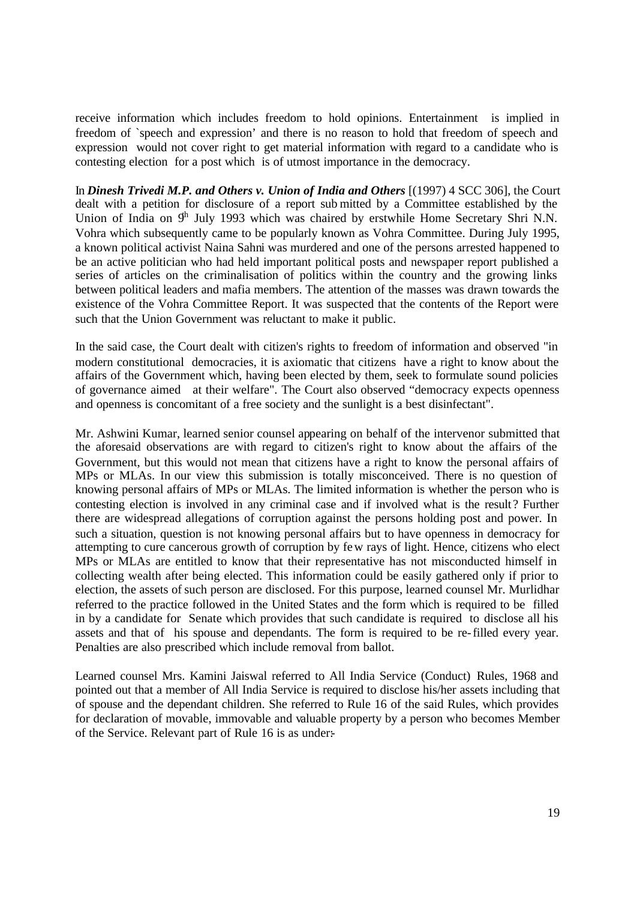receive information which includes freedom to hold opinions. Entertainment is implied in freedom of `speech and expression' and there is no reason to hold that freedom of speech and expression would not cover right to get material information with regard to a candidate who is contesting election for a post which is of utmost importance in the democracy.

In ***Dinesh Trivedi M.P. and Others v. Union of India and Others*** [(1997) 4 SCC 306], the Court dealt with a petition for disclosure of a report submitted by a Committee established by the Union of India on 9th July 1993 which was chaired by erstwhile Home Secretary Shri N.N. Vohra which subsequently came to be popularly known as Vohra Committee. During July 1995, a known political activist Naina Sahni was murdered and one of the persons arrested happened to be an active politician who had held important political posts and newspaper report published a series of articles on the criminalisation of politics within the country and the growing links between political leaders and mafia members. The attention of the masses was drawn towards the existence of the Vohra Committee Report. It was suspected that the contents of the Report were such that the Union Government was reluctant to make it public.

In the said case, the Court dealt with citizen's rights to freedom of information and observed "in modern constitutional democracies, it is axiomatic that citizens have a right to know about the affairs of the Government which, having been elected by them, seek to formulate sound policies of governance aimed at their welfare". The Court also observed "democracy expects openness and openness is concomitant of a free society and the sunlight is a best disinfectant".

Mr. Ashwini Kumar, learned senior counsel appearing on behalf of the intervenor submitted that the aforesaid observations are with regard to citizen's right to know about the affairs of the Government, but this would not mean that citizens have a right to know the personal affairs of MPs or MLAs. In our view this submission is totally misconceived. There is no question of knowing personal affairs of MPs or MLAs. The limited information is whether the person who is contesting election is involved in any criminal case and if involved what is the result? Further there are widespread allegations of corruption against the persons holding post and power. In such a situation, question is not knowing personal affairs but to have openness in democracy for attempting to cure cancerous growth of corruption by few rays of light. Hence, citizens who elect MPs or MLAs are entitled to know that their representative has not misconducted himself in collecting wealth after being elected. This information could be easily gathered only if prior to election, the assets of such person are disclosed. For this purpose, learned counsel Mr. Murlidhar referred to the practice followed in the United States and the form which is required to be filled in by a candidate for Senate which provides that such candidate is required to disclose all his assets and that of his spouse and dependants. The form is required to be re-filled every year. Penalties are also prescribed which include removal from ballot.

Learned counsel Mrs. Kamini Jaiswal referred to All India Service (Conduct) Rules, 1968 and pointed out that a member of All India Service is required to disclose his/her assets including that of spouse and the dependant children. She referred to Rule 16 of the said Rules, which provides for declaration of movable, immovable and valuable property by a person who becomes Member of the Service. Relevant part of Rule 16 is as under:-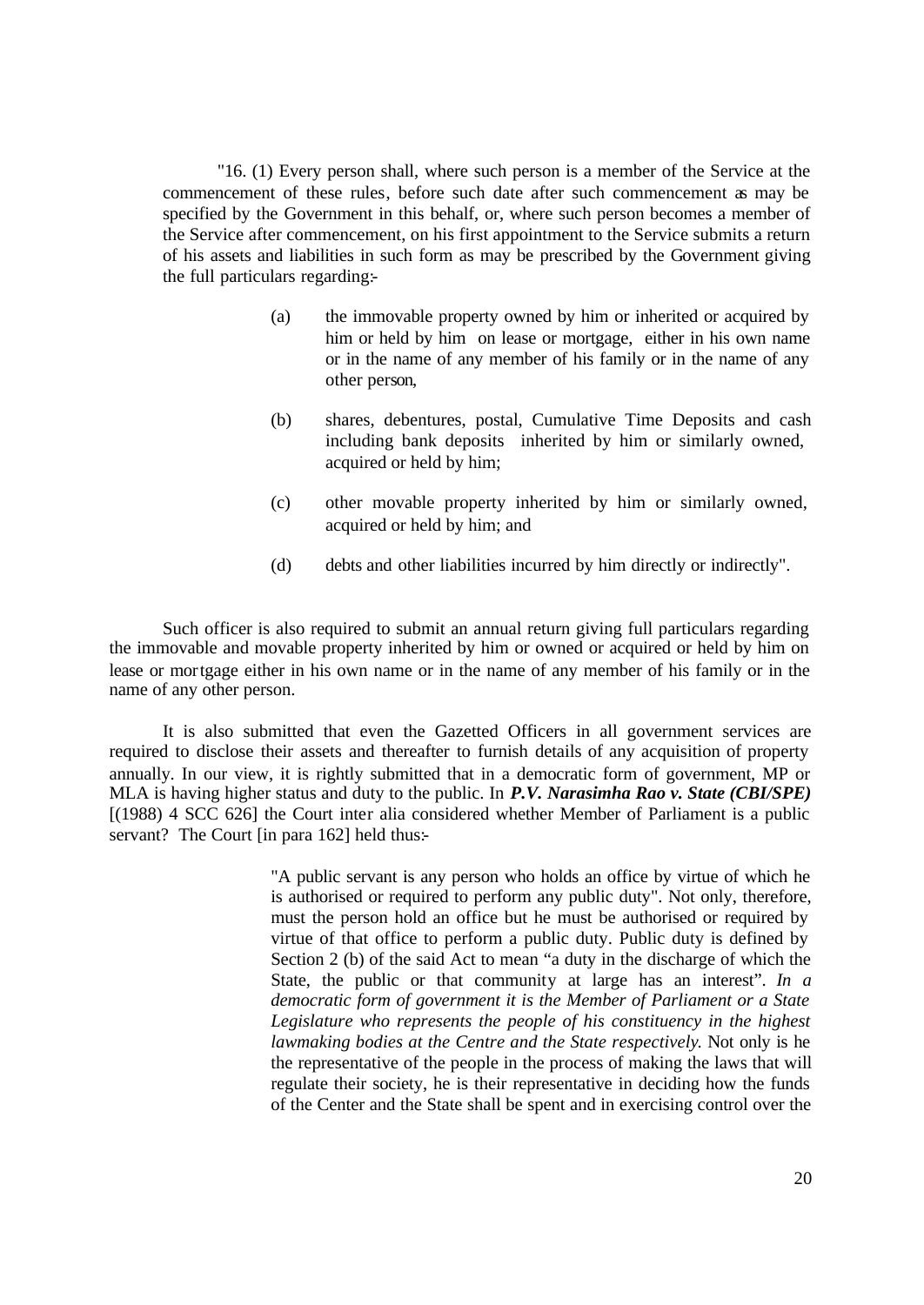"16. (1) Every person shall, where such person is a member of the Service at the commencement of these rules, before such date after such commencement as may be specified by the Government in this behalf, or, where such person becomes a member of the Service after commencement, on his first appointment to the Service submits a return of his assets and liabilities in such form as may be prescribed by the Government giving the full particulars regarding:-

> (a) the immovable property owned by him or inherited or acquired by him or held by him on lease or mortgage, either in his own name or in the name of any member of his family or in the name of any other person,
>
> (b) shares, debentures, postal, Cumulative Time Deposits and cash including bank deposits inherited by him or similarly owned, acquired or held by him;
>
> (c) other movable property inherited by him or similarly owned, acquired or held by him; and
>
> (d) debts and other liabilities incurred by him directly or indirectly".

Such officer is also required to submit an annual return giving full particulars regarding the immovable and movable property inherited by him or owned or acquired or held by him on lease or mortgage either in his own name or in the name of any member of his family or in the name of any other person.

It is also submitted that even the Gazetted Officers in all government services are required to disclose their assets and thereafter to furnish details of any acquisition of property annually. In our view, it is rightly submitted that in a democratic form of government, MP or MLA is having higher status and duty to the public. In ***P.V. Narasimha Rao v. State (CBI/SPE)*** [(1988) 4 SCC 626] the Court inter alia considered whether Member of Parliament is a public servant? The Court [in para 162] held thus:-

> "A public servant is any person who holds an office by virtue of which he is authorised or required to perform any public duty". Not only, therefore, must the person hold an office but he must be authorised or required by virtue of that office to perform a public duty. Public duty is defined by Section 2 (b) of the said Act to mean "a duty in the discharge of which the State, the public or that community at large has an interest". *In a democratic form of government it is the Member of Parliament or a State Legislature who represents the people of his constituency in the highest lawmaking bodies at the Centre and the State respectively.* Not only is he the representative of the people in the process of making the laws that will regulate their society, he is their representative in deciding how the funds of the Center and the State shall be spent and in exercising control over the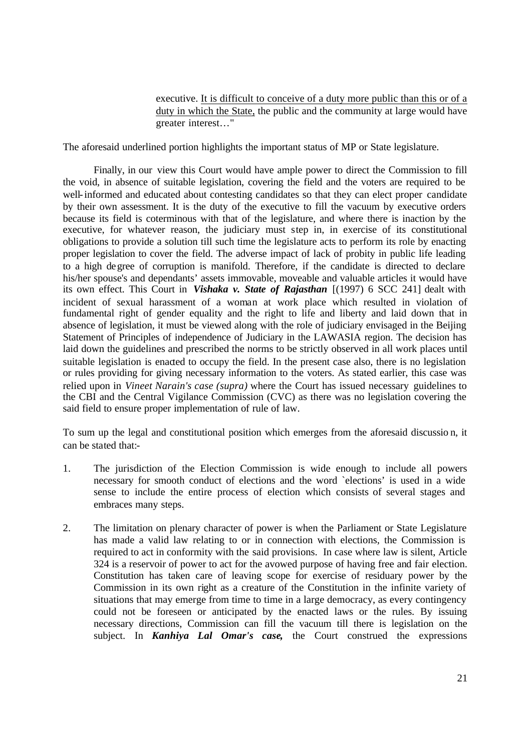> executive. <u>It is difficult to conceive of a duty more public than this or of a duty in which the State,</u> the public and the community at large would have greater interest…"

The aforesaid underlined portion highlights the important status of MP or State legislature.

Finally, in our view this Court would have ample power to direct the Commission to fill the void, in absence of suitable legislation, covering the field and the voters are required to be well-informed and educated about contesting candidates so that they can elect proper candidate by their own assessment. It is the duty of the executive to fill the vacuum by executive orders because its field is coterminous with that of the legislature, and where there is inaction by the executive, for whatever reason, the judiciary must step in, in exercise of its constitutional obligations to provide a solution till such time the legislature acts to perform its role by enacting proper legislation to cover the field. The adverse impact of lack of probity in public life leading to a high degree of corruption is manifold. Therefore, if the candidate is directed to declare his/her spouse's and dependants' assets immovable, moveable and valuable articles it would have its own effect. This Court in ***Vishaka v. State of Rajasthan*** [(1997) 6 SCC 241] dealt with incident of sexual harassment of a woman at work place which resulted in violation of fundamental right of gender equality and the right to life and liberty and laid down that in absence of legislation, it must be viewed along with the role of judiciary envisaged in the Beijing Statement of Principles of independence of Judiciary in the LAWASIA region. The decision has laid down the guidelines and prescribed the norms to be strictly observed in all work places until suitable legislation is enacted to occupy the field. In the present case also, there is no legislation or rules providing for giving necessary information to the voters. As stated earlier, this case was relied upon in *Vineet Narain's case (supra)* where the Court has issued necessary guidelines to the CBI and the Central Vigilance Commission (CVC) as there was no legislation covering the said field to ensure proper implementation of rule of law.

To sum up the legal and constitutional position which emerges from the aforesaid discussion, it can be stated that:-

1. The jurisdiction of the Election Commission is wide enough to include all powers necessary for smooth conduct of elections and the word `elections' is used in a wide sense to include the entire process of election which consists of several stages and embraces many steps.

2. The limitation on plenary character of power is when the Parliament or State Legislature has made a valid law relating to or in connection with elections, the Commission is required to act in conformity with the said provisions. In case where law is silent, Article 324 is a reservoir of power to act for the avowed purpose of having free and fair election. Constitution has taken care of leaving scope for exercise of residuary power by the Commission in its own right as a creature of the Constitution in the infinite variety of situations that may emerge from time to time in a large democracy, as every contingency could not be foreseen or anticipated by the enacted laws or the rules. By issuing necessary directions, Commission can fill the vacuum till there is legislation on the subject. In ***Kanhiya Lal Omar's case,*** the Court construed the expressions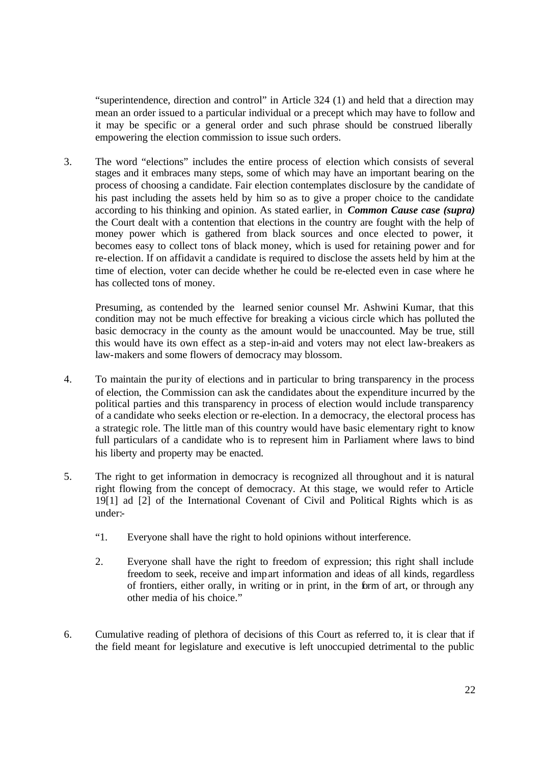"superintendence, direction and control" in Article 324 (1) and held that a direction may mean an order issued to a particular individual or a precept which may have to follow and it may be specific or a general order and such phrase should be construed liberally empowering the election commission to issue such orders.

3. The word "elections" includes the entire process of election which consists of several stages and it embraces many steps, some of which may have an important bearing on the process of choosing a candidate. Fair election contemplates disclosure by the candidate of his past including the assets held by him so as to give a proper choice to the candidate according to his thinking and opinion. As stated earlier, in ***Common Cause case (supra)*** the Court dealt with a contention that elections in the country are fought with the help of money power which is gathered from black sources and once elected to power, it becomes easy to collect tons of black money, which is used for retaining power and for re-election. If on affidavit a candidate is required to disclose the assets held by him at the time of election, voter can decide whether he could be re-elected even in case where he has collected tons of money.

   Presuming, as contended by the learned senior counsel Mr. Ashwini Kumar, that this condition may not be much effective for breaking a vicious circle which has polluted the basic democracy in the county as the amount would be unaccounted. May be true, still this would have its own effect as a step-in-aid and voters may not elect law-breakers as law-makers and some flowers of democracy may blossom.

4. To maintain the purity of elections and in particular to bring transparency in the process of election, the Commission can ask the candidates about the expenditure incurred by the political parties and this transparency in process of election would include transparency of a candidate who seeks election or re-election. In a democracy, the electoral process has a strategic role. The little man of this country would have basic elementary right to know full particulars of a candidate who is to represent him in Parliament where laws to bind his liberty and property may be enacted.

5. The right to get information in democracy is recognized all throughout and it is natural right flowing from the concept of democracy. At this stage, we would refer to Article 19[1] ad [2] of the International Covenant of Civil and Political Rights which is as under:-

   "1. Everyone shall have the right to hold opinions without interference.

   2. Everyone shall have the right to freedom of expression; this right shall include freedom to seek, receive and impart information and ideas of all kinds, regardless of frontiers, either orally, in writing or in print, in the form of art, or through any other media of his choice."

6. Cumulative reading of plethora of decisions of this Court as referred to, it is clear that if the field meant for legislature and executive is left unoccupied detrimental to the public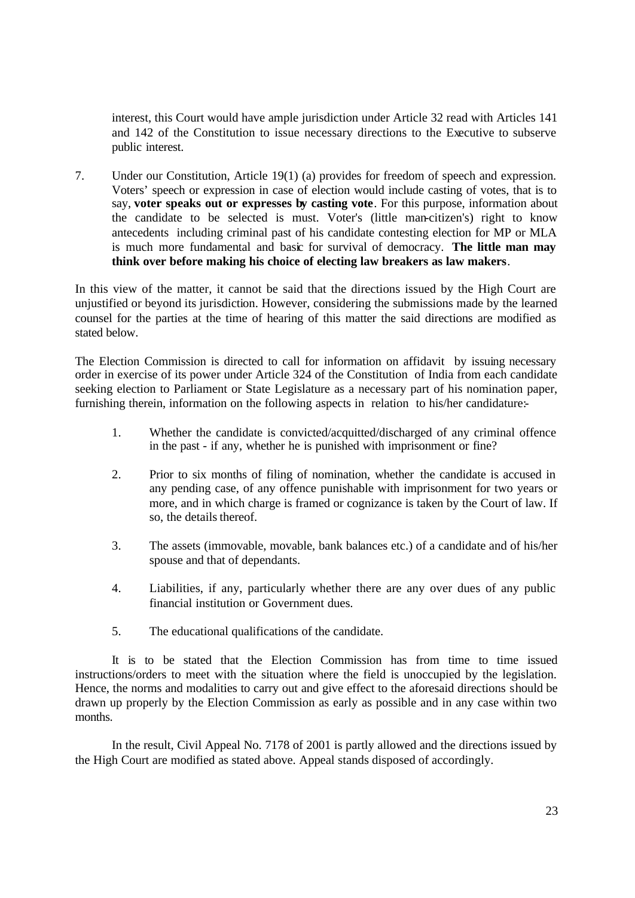interest, this Court would have ample jurisdiction under Article 32 read with Articles 141 and 142 of the Constitution to issue necessary directions to the Executive to subserve public interest.

7. Under our Constitution, Article 19(1) (a) provides for freedom of speech and expression. Voters' speech or expression in case of election would include casting of votes, that is to say, **voter speaks out or expresses by casting vote**. For this purpose, information about the candidate to be selected is must. Voter's (little man-citizen's) right to know antecedents including criminal past of his candidate contesting election for MP or MLA is much more fundamental and basic for survival of democracy. **The little man may think over before making his choice of electing law breakers as law makers**.

In this view of the matter, it cannot be said that the directions issued by the High Court are unjustified or beyond its jurisdiction. However, considering the submissions made by the learned counsel for the parties at the time of hearing of this matter the said directions are modified as stated below.

The Election Commission is directed to call for information on affidavit by issuing necessary order in exercise of its power under Article 324 of the Constitution of India from each candidate seeking election to Parliament or State Legislature as a necessary part of his nomination paper, furnishing therein, information on the following aspects in relation to his/her candidature:-

1. Whether the candidate is convicted/acquitted/discharged of any criminal offence in the past - if any, whether he is punished with imprisonment or fine?

2. Prior to six months of filing of nomination, whether the candidate is accused in any pending case, of any offence punishable with imprisonment for two years or more, and in which charge is framed or cognizance is taken by the Court of law. If so, the details thereof.

3. The assets (immovable, movable, bank balances etc.) of a candidate and of his/her spouse and that of dependants.

4. Liabilities, if any, particularly whether there are any over dues of any public financial institution or Government dues.

5. The educational qualifications of the candidate.

It is to be stated that the Election Commission has from time to time issued instructions/orders to meet with the situation where the field is unoccupied by the legislation. Hence, the norms and modalities to carry out and give effect to the aforesaid directions should be drawn up properly by the Election Commission as early as possible and in any case within two months.

In the result, Civil Appeal No. 7178 of 2001 is partly allowed and the directions issued by the High Court are modified as stated above. Appeal stands disposed of accordingly.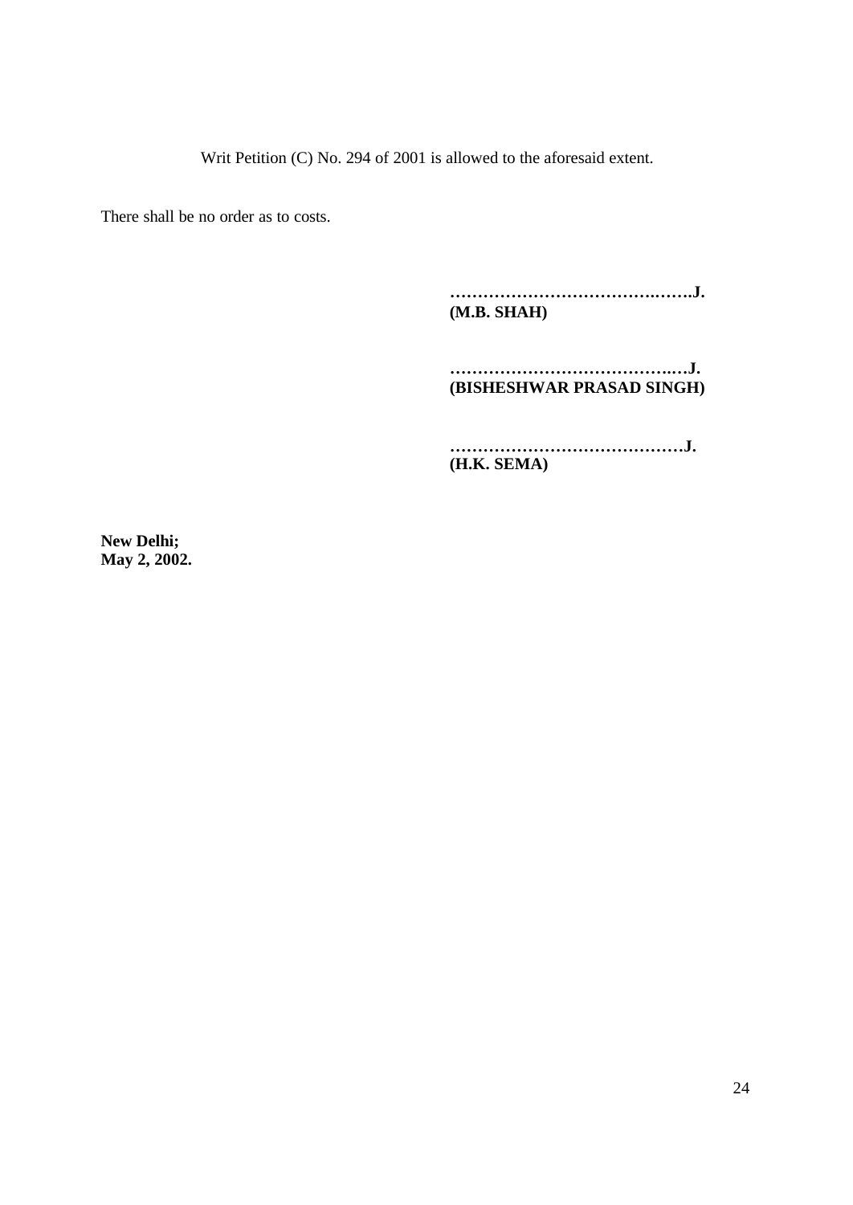Writ Petition (C) No. 294 of 2001 is allowed to the aforesaid extent.

There shall be no order as to costs.

**…………………………….…….J.**
**(M.B. SHAH)**

**…………………………….…J.**
**(BISHESHWAR PRASAD SINGH)**

**……………………………….J.**
**(H.K. SEMA)**

**New Delhi;**
**May 2, 2002.**